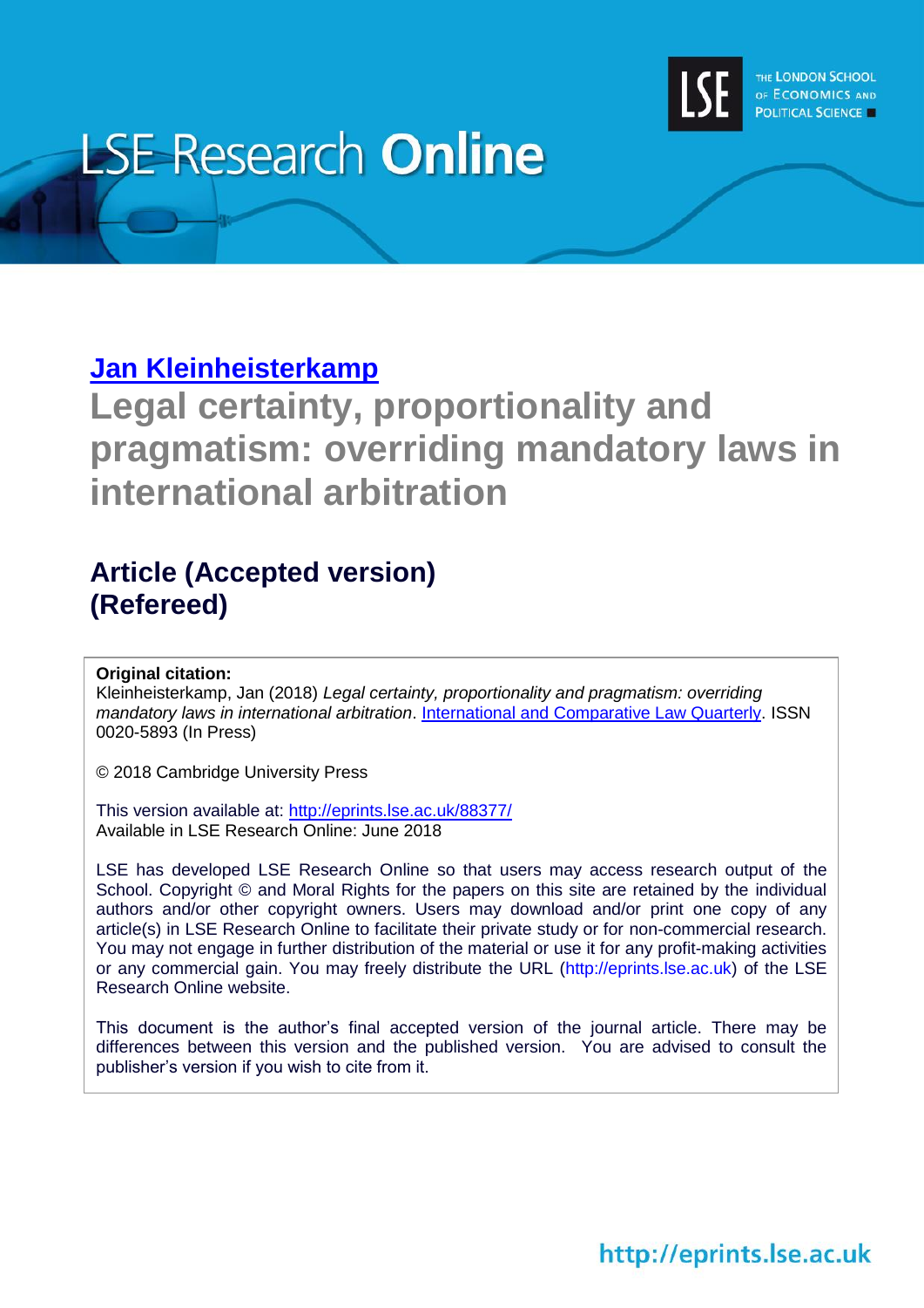# LSE Research Online

THE LONDON SCHOOL OF ECONOMICS AND POLITICAL SCIENCE

## Jan Kleinheisterkamp

# Legal certainty, proportionality and pragmatism: overriding mandatory laws in international arbitration

## Article (Accepted version) (Refereed)

**Original citation:**
Kleinheisterkamp, Jan (2018) *Legal certainty, proportionality and pragmatism: overriding mandatory laws in international arbitration*. International and Comparative Law Quarterly. ISSN 0020-5893 (In Press)

© 2018 Cambridge University Press

This version available at: http://eprints.lse.ac.uk/88377/
Available in LSE Research Online: June 2018

LSE has developed LSE Research Online so that users may access research output of the School. Copyright © and Moral Rights for the papers on this site are retained by the individual authors and/or other copyright owners. Users may download and/or print one copy of any article(s) in LSE Research Online to facilitate their private study or for non-commercial research. You may not engage in further distribution of the material or use it for any profit-making activities or any commercial gain. You may freely distribute the URL (http://eprints.lse.ac.uk) of the LSE Research Online website.

This document is the author's final accepted version of the journal article. There may be differences between this version and the published version. You are advised to consult the publisher's version if you wish to cite from it.

http://eprints.lse.ac.uk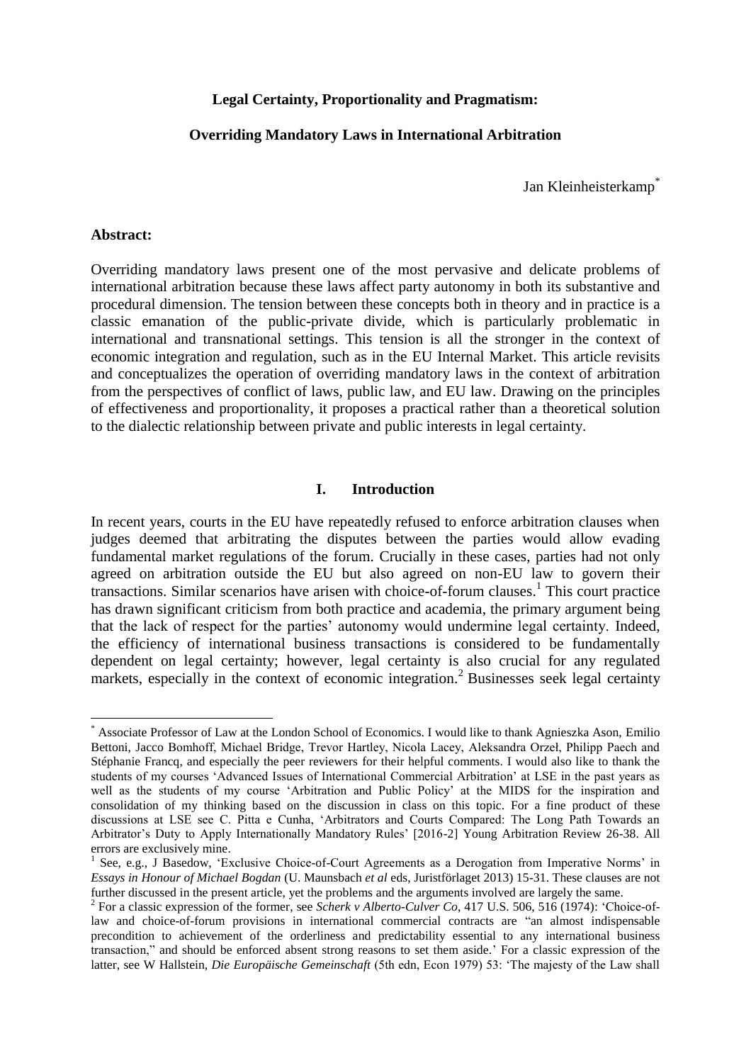**Legal Certainty, Proportionality and Pragmatism:**

**Overriding Mandatory Laws in International Arbitration**

Jan Kleinheisterkamp[*]

**Abstract:**

Overriding mandatory laws present one of the most pervasive and delicate problems of international arbitration because these laws affect party autonomy in both its substantive and procedural dimension. The tension between these concepts both in theory and in practice is a classic emanation of the public-private divide, which is particularly problematic in international and transnational settings. This tension is all the stronger in the context of economic integration and regulation, such as in the EU Internal Market. This article revisits and conceptualizes the operation of overriding mandatory laws in the context of arbitration from the perspectives of conflict of laws, public law, and EU law. Drawing on the principles of effectiveness and proportionality, it proposes a practical rather than a theoretical solution to the dialectic relationship between private and public interests in legal certainty.

## I. Introduction

In recent years, courts in the EU have repeatedly refused to enforce arbitration clauses when judges deemed that arbitrating the disputes between the parties would allow evading fundamental market regulations of the forum. Crucially in these cases, parties had not only agreed on arbitration outside the EU but also agreed on non-EU law to govern their transactions. Similar scenarios have arisen with choice-of-forum clauses.[1] This court practice has drawn significant criticism from both practice and academia, the primary argument being that the lack of respect for the parties' autonomy would undermine legal certainty. Indeed, the efficiency of international business transactions is considered to be fundamentally dependent on legal certainty; however, legal certainty is also crucial for any regulated markets, especially in the context of economic integration.[2] Businesses seek legal certainty

---

[*] Associate Professor of Law at the London School of Economics. I would like to thank Agnieszka Ason, Emilio Bettoni, Jacco Bomhoff, Michael Bridge, Trevor Hartley, Nicola Lacey, Aleksandra Orzeł, Philipp Paech and Stéphanie Francq, and especially the peer reviewers for their helpful comments. I would also like to thank the students of my courses 'Advanced Issues of International Commercial Arbitration' at LSE in the past years as well as the students of my course 'Arbitration and Public Policy' at the MIDS for the inspiration and consolidation of my thinking based on the discussion in class on this topic. For a fine product of these discussions at LSE see C. Pitta e Cunha, 'Arbitrators and Courts Compared: The Long Path Towards an Arbitrator's Duty to Apply Internationally Mandatory Rules' [2016-2] Young Arbitration Review 26-38. All errors are exclusively mine.

[1] See, e.g., J Basedow, 'Exclusive Choice-of-Court Agreements as a Derogation from Imperative Norms' in *Essays in Honour of Michael Bogdan* (U. Maunsbach *et al* eds, Juristförlaget 2013) 15-31. These clauses are not further discussed in the present article, yet the problems and the arguments involved are largely the same.

[2] For a classic expression of the former, see *Scherk v Alberto-Culver Co*, 417 U.S. 506, 516 (1974): 'Choice-of-law and choice-of-forum provisions in international commercial contracts are "an almost indispensable precondition to achievement of the orderliness and predictability essential to any international business transaction," and should be enforced absent strong reasons to set them aside.' For a classic expression of the latter, see W Hallstein, *Die Europäische Gemeinschaft* (5th edn, Econ 1979) 53: 'The majesty of the Law shall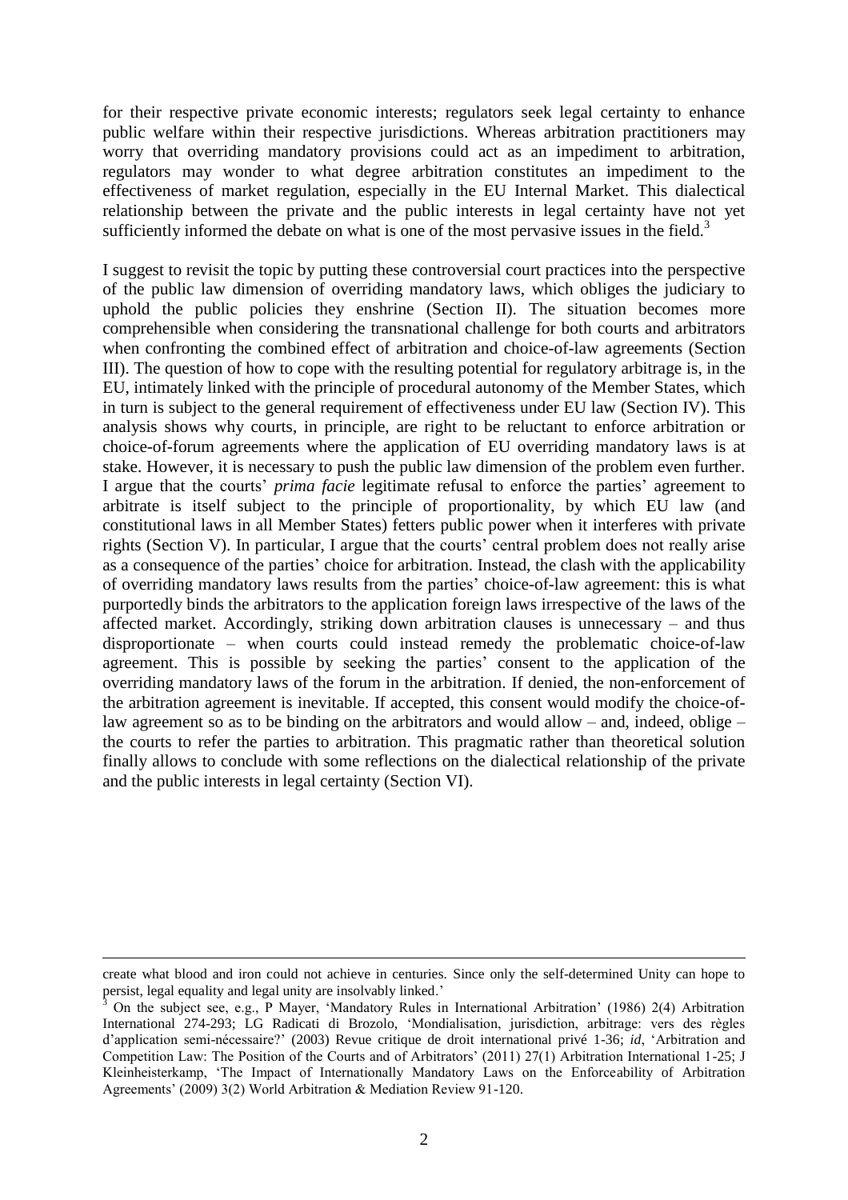for their respective private economic interests; regulators seek legal certainty to enhance public welfare within their respective jurisdictions. Whereas arbitration practitioners may worry that overriding mandatory provisions could act as an impediment to arbitration, regulators may wonder to what degree arbitration constitutes an impediment to the effectiveness of market regulation, especially in the EU Internal Market. This dialectical relationship between the private and the public interests in legal certainty have not yet sufficiently informed the debate on what is one of the most pervasive issues in the field.[3]

I suggest to revisit the topic by putting these controversial court practices into the perspective of the public law dimension of overriding mandatory laws, which obliges the judiciary to uphold the public policies they enshrine (Section II). The situation becomes more comprehensible when considering the transnational challenge for both courts and arbitrators when confronting the combined effect of arbitration and choice-of-law agreements (Section III). The question of how to cope with the resulting potential for regulatory arbitrage is, in the EU, intimately linked with the principle of procedural autonomy of the Member States, which in turn is subject to the general requirement of effectiveness under EU law (Section IV). This analysis shows why courts, in principle, are right to be reluctant to enforce arbitration or choice-of-forum agreements where the application of EU overriding mandatory laws is at stake. However, it is necessary to push the public law dimension of the problem even further. I argue that the courts' *prima facie* legitimate refusal to enforce the parties' agreement to arbitrate is itself subject to the principle of proportionality, by which EU law (and constitutional laws in all Member States) fetters public power when it interferes with private rights (Section V). In particular, I argue that the courts' central problem does not really arise as a consequence of the parties' choice for arbitration. Instead, the clash with the applicability of overriding mandatory laws results from the parties' choice-of-law agreement: this is what purportedly binds the arbitrators to the application foreign laws irrespective of the laws of the affected market. Accordingly, striking down arbitration clauses is unnecessary – and thus disproportionate – when courts could instead remedy the problematic choice-of-law agreement. This is possible by seeking the parties' consent to the application of the overriding mandatory laws of the forum in the arbitration. If denied, the non-enforcement of the arbitration agreement is inevitable. If accepted, this consent would modify the choice-of-law agreement so as to be binding on the arbitrators and would allow – and, indeed, oblige – the courts to refer the parties to arbitration. This pragmatic rather than theoretical solution finally allows to conclude with some reflections on the dialectical relationship of the private and the public interests in legal certainty (Section VI).

---

create what blood and iron could not achieve in centuries. Since only the self-determined Unity can hope to persist, legal equality and legal unity are insolvably linked.'

[3] On the subject see, e.g., P Mayer, 'Mandatory Rules in International Arbitration' (1986) 2(4) Arbitration International 274-293; LG Radicati di Brozolo, 'Mondialisation, jurisdiction, arbitrage: vers des règles d'application semi-nécessaire?' (2003) Revue critique de droit international privé 1-36; *id*, 'Arbitration and Competition Law: The Position of the Courts and of Arbitrators' (2011) 27(1) Arbitration International 1-25; J Kleinheisterkamp, 'The Impact of Internationally Mandatory Laws on the Enforceability of Arbitration Agreements' (2009) 3(2) World Arbitration & Mediation Review 91-120.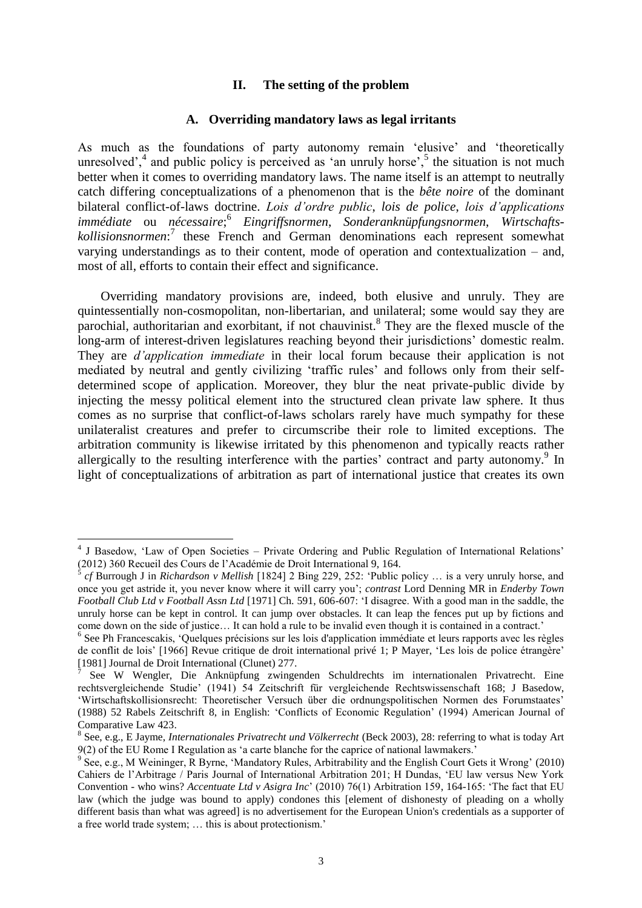## II. The setting of the problem

### A. Overriding mandatory laws as legal irritants

As much as the foundations of party autonomy remain 'elusive' and 'theoretically unresolved',[4] and public policy is perceived as 'an unruly horse',[5] the situation is not much better when it comes to overriding mandatory laws. The name itself is an attempt to neutrally catch differing conceptualizations of a phenomenon that is the *bête noire* of the dominant bilateral conflict-of-laws doctrine. *Lois d'ordre public*, *lois de police*, *lois d'applications immédiate* ou *nécessaire*;[6] *Eingriffsnormen*, *Sonderanknüpfungsnormen*, *Wirtschafts-kollisionsnormen*:[7] these French and German denominations each represent somewhat varying understandings as to their content, mode of operation and contextualization – and, most of all, efforts to contain their effect and significance.

Overriding mandatory provisions are, indeed, both elusive and unruly. They are quintessentially non-cosmopolitan, non-libertarian, and unilateral; some would say they are parochial, authoritarian and exorbitant, if not chauvinist.[8] They are the flexed muscle of the long-arm of interest-driven legislatures reaching beyond their jurisdictions' domestic realm. They are *d'application immediate* in their local forum because their application is not mediated by neutral and gently civilizing 'traffic rules' and follows only from their self-determined scope of application. Moreover, they blur the neat private-public divide by injecting the messy political element into the structured clean private law sphere. It thus comes as no surprise that conflict-of-laws scholars rarely have much sympathy for these unilateralist creatures and prefer to circumscribe their role to limited exceptions. The arbitration community is likewise irritated by this phenomenon and typically reacts rather allergically to the resulting interference with the parties' contract and party autonomy.[9] In light of conceptualizations of arbitration as part of international justice that creates its own

---

[4] J Basedow, 'Law of Open Societies – Private Ordering and Public Regulation of International Relations' (2012) 360 Recueil des Cours de l'Académie de Droit International 9, 164.

[5] *cf* Burrough J in *Richardson v Mellish* [1824] 2 Bing 229, 252: 'Public policy … is a very unruly horse, and once you get astride it, you never know where it will carry you'; *contrast* Lord Denning MR in *Enderby Town Football Club Ltd v Football Assn Ltd* [1971] Ch. 591, 606-607: 'I disagree. With a good man in the saddle, the unruly horse can be kept in control. It can jump over obstacles. It can leap the fences put up by fictions and come down on the side of justice… It can hold a rule to be invalid even though it is contained in a contract.'

[6] See Ph Francescakis, 'Quelques précisions sur les lois d'application immédiate et leurs rapports avec les règles de conflit de lois' [1966] Revue critique de droit international privé 1; P Mayer, 'Les lois de police étrangère' [1981] Journal de Droit International (Clunet) 277.

[7] See W Wengler, Die Anknüpfung zwingenden Schuldrechts im internationalen Privatrecht. Eine rechtsvergleichende Studie' (1941) 54 Zeitschrift für vergleichende Rechtswissenschaft 168; J Basedow, 'Wirtschaftskollisionsrecht: Theoretischer Versuch über die ordnungspolitischen Normen des Forumstaates' (1988) 52 Rabels Zeitschrift 8, in English: 'Conflicts of Economic Regulation' (1994) American Journal of Comparative Law 423.

[8] See, e.g., E Jayme, *Internationales Privatrecht und Völkerrecht* (Beck 2003), 28: referring to what is today Art 9(2) of the EU Rome I Regulation as 'a carte blanche for the caprice of national lawmakers.'

[9] See, e.g., M Weininger, R Byrne, 'Mandatory Rules, Arbitrability and the English Court Gets it Wrong' (2010) Cahiers de l'Arbitrage / Paris Journal of International Arbitration 201; H Dundas, 'EU law versus New York Convention - who wins? *Accentuate Ltd v Asigra Inc*' (2010) 76(1) Arbitration 159, 164-165: 'The fact that EU law (which the judge was bound to apply) condones this [element of dishonesty of pleading on a wholly different basis than what was agreed] is no advertisement for the European Union's credentials as a supporter of a free world trade system; … this is about protectionism.'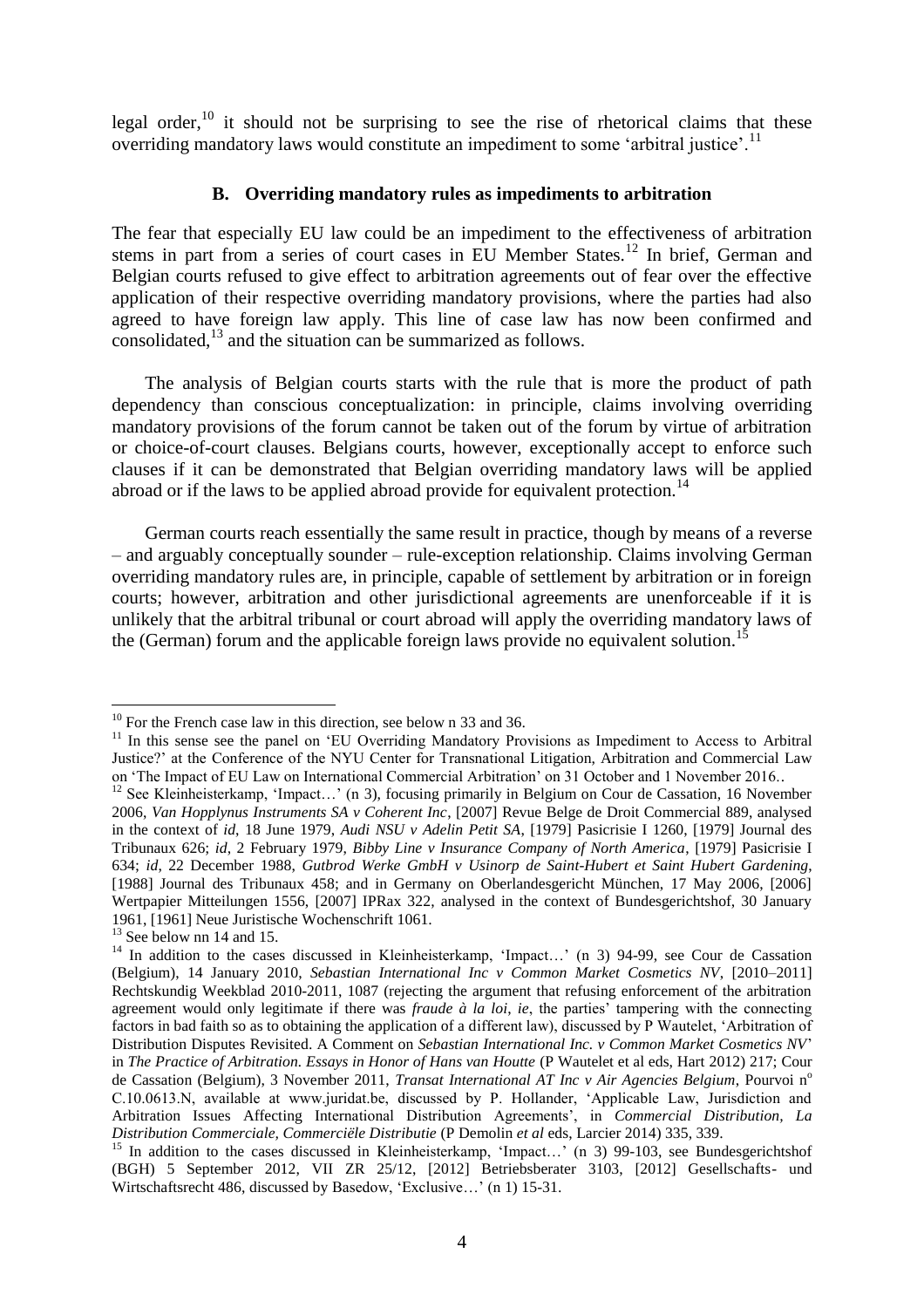legal order,[10] it should not be surprising to see the rise of rhetorical claims that these overriding mandatory laws would constitute an impediment to some 'arbitral justice'.[11]

### B. Overriding mandatory rules as impediments to arbitration

The fear that especially EU law could be an impediment to the effectiveness of arbitration stems in part from a series of court cases in EU Member States.[12] In brief, German and Belgian courts refused to give effect to arbitration agreements out of fear over the effective application of their respective overriding mandatory provisions, where the parties had also agreed to have foreign law apply. This line of case law has now been confirmed and consolidated,[13] and the situation can be summarized as follows.

The analysis of Belgian courts starts with the rule that is more the product of path dependency than conscious conceptualization: in principle, claims involving overriding mandatory provisions of the forum cannot be taken out of the forum by virtue of arbitration or choice-of-court clauses. Belgians courts, however, exceptionally accept to enforce such clauses if it can be demonstrated that Belgian overriding mandatory laws will be applied abroad or if the laws to be applied abroad provide for equivalent protection.[14]

German courts reach essentially the same result in practice, though by means of a reverse – and arguably conceptually sounder – rule-exception relationship. Claims involving German overriding mandatory rules are, in principle, capable of settlement by arbitration or in foreign courts; however, arbitration and other jurisdictional agreements are unenforceable if it is unlikely that the arbitral tribunal or court abroad will apply the overriding mandatory laws of the (German) forum and the applicable foreign laws provide no equivalent solution.[15]

---

[10] For the French case law in this direction, see below n 33 and 36.

[11] In this sense see the panel on 'EU Overriding Mandatory Provisions as Impediment to Access to Arbitral Justice?' at the Conference of the NYU Center for Transnational Litigation, Arbitration and Commercial Law on 'The Impact of EU Law on International Commercial Arbitration' on 31 October and 1 November 2016..

[12] See Kleinheisterkamp, 'Impact…' (n 3), focusing primarily in Belgium on Cour de Cassation, 16 November 2006, *Van Hopplynus Instruments SA v Coherent Inc*, [2007] Revue Belge de Droit Commercial 889, analysed in the context of *id*, 18 June 1979, *Audi NSU v Adelin Petit SA*, [1979] Pasicrisie I 1260, [1979] Journal des Tribunaux 626; *id*, 2 February 1979, *Bibby Line v Insurance Company of North America*, [1979] Pasicrisie I 634; *id*, 22 December 1988, *Gutbrod Werke GmbH v Usinorp de Saint-Hubert et Saint Hubert Gardening*, [1988] Journal des Tribunaux 458; and in Germany on Oberlandesgericht München, 17 May 2006, [2006] Wertpapier Mitteilungen 1556, [2007] IPRax 322, analysed in the context of Bundesgerichtshof, 30 January 1961, [1961] Neue Juristische Wochenschrift 1061.

[13] See below nn 14 and 15.

[14] In addition to the cases discussed in Kleinheisterkamp, 'Impact…' (n 3) 94-99, see Cour de Cassation (Belgium), 14 January 2010, *Sebastian International Inc v Common Market Cosmetics NV*, [2010–2011] Rechtskundig Weekblad 2010-2011, 1087 (rejecting the argument that refusing enforcement of the arbitration agreement would only legitimate if there was *fraude à la loi*, *ie*, the parties' tampering with the connecting factors in bad faith so as to obtaining the application of a different law), discussed by P Wautelet, 'Arbitration of Distribution Disputes Revisited. A Comment on *Sebastian International Inc. v Common Market Cosmetics NV*' in *The Practice of Arbitration. Essays in Honor of Hans van Houtte* (P Wautelet et al eds, Hart 2012) 217; Cour de Cassation (Belgium), 3 November 2011, *Transat International AT Inc v Air Agencies Belgium*, Pourvoi n° C.10.0613.N, available at www.juridat.be, discussed by P. Hollander, 'Applicable Law, Jurisdiction and Arbitration Issues Affecting International Distribution Agreements', in *Commercial Distribution, La Distribution Commerciale, Commerciële Distributie* (P Demolin *et al* eds, Larcier 2014) 335, 339.

[15] In addition to the cases discussed in Kleinheisterkamp, 'Impact…' (n 3) 99-103, see Bundesgerichtshof (BGH) 5 September 2012, VII ZR 25/12, [2012] Betriebsberater 3103, [2012] Gesellschafts- und Wirtschaftsrecht 486, discussed by Basedow, 'Exclusive…' (n 1) 15-31.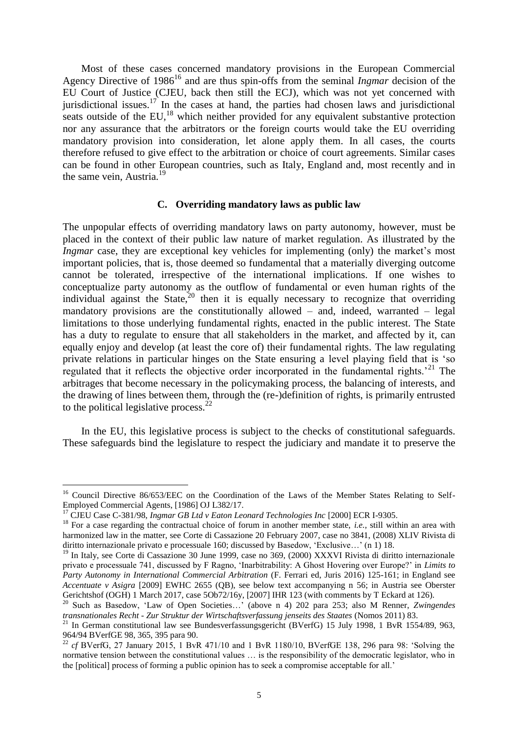Most of these cases concerned mandatory provisions in the European Commercial Agency Directive of 1986[16] and are thus spin-offs from the seminal *Ingmar* decision of the EU Court of Justice (CJEU, back then still the ECJ), which was not yet concerned with jurisdictional issues.[17] In the cases at hand, the parties had chosen laws and jurisdictional seats outside of the EU,[18] which neither provided for any equivalent substantive protection nor any assurance that the arbitrators or the foreign courts would take the EU overriding mandatory provision into consideration, let alone apply them. In all cases, the courts therefore refused to give effect to the arbitration or choice of court agreements. Similar cases can be found in other European countries, such as Italy, England and, most recently and in the same vein, Austria.[19]

### C. Overriding mandatory laws as public law

The unpopular effects of overriding mandatory laws on party autonomy, however, must be placed in the context of their public law nature of market regulation. As illustrated by the *Ingmar* case, they are exceptional key vehicles for implementing (only) the market's most important policies, that is, those deemed so fundamental that a materially diverging outcome cannot be tolerated, irrespective of the international implications. If one wishes to conceptualize party autonomy as the outflow of fundamental or even human rights of the individual against the State,[20] then it is equally necessary to recognize that overriding mandatory provisions are the constitutionally allowed – and, indeed, warranted – legal limitations to those underlying fundamental rights, enacted in the public interest. The State has a duty to regulate to ensure that all stakeholders in the market, and affected by it, can equally enjoy and develop (at least the core of) their fundamental rights. The law regulating private relations in particular hinges on the State ensuring a level playing field that is 'so regulated that it reflects the objective order incorporated in the fundamental rights.'[21] The arbitrages that become necessary in the policymaking process, the balancing of interests, and the drawing of lines between them, through the (re-)definition of rights, is primarily entrusted to the political legislative process.[22]

In the EU, this legislative process is subject to the checks of constitutional safeguards. These safeguards bind the legislature to respect the judiciary and mandate it to preserve the

---

[16] Council Directive 86/653/EEC on the Coordination of the Laws of the Member States Relating to Self-Employed Commercial Agents, [1986] OJ L382/17.

[17] CJEU Case C-381/98, *Ingmar GB Ltd v Eaton Leonard Technologies Inc* [2000] ECR I-9305.

[18] For a case regarding the contractual choice of forum in another member state, *i.e.*, still within an area with harmonized law in the matter, see Corte di Cassazione 20 February 2007, case no 3841, (2008) XLIV Rivista di diritto internazionale privato e processuale 160; discussed by Basedow, 'Exclusive…' (n 1) 18.

[19] In Italy, see Corte di Cassazione 30 June 1999, case no 369, (2000) XXXVI Rivista di diritto internazionale privato e processuale 741, discussed by F Ragno, 'Inarbitrability: A Ghost Hovering over Europe?' in *Limits to Party Autonomy in International Commercial Arbitration* (F. Ferrari ed, Juris 2016) 125-161; in England see *Accentuate v Asigra* [2009] EWHC 2655 (QB), see below text accompanying n 56; in Austria see Oberster Gerichtshof (OGH) 1 March 2017, case 5Ob72/16y, [2007] IHR 123 (with comments by T Eckard at 126).

[20] Such as Basedow, 'Law of Open Societies…' (above n 4) 202 para 253; also M Renner, *Zwingendes transnationales Recht - Zur Struktur der Wirtschaftsverfassung jenseits des Staates* (Nomos 2011) 83.

[21] In German constitutional law see Bundesverfassungsgericht (BVerfG) 15 July 1998, 1 BvR 1554/89, 963, 964/94 BVerfGE 98, 365, 395 para 90.

[22] *cf* BVerfG, 27 January 2015, 1 BvR 471/10 and 1 BvR 1180/10, BVerfGE 138, 296 para 98: 'Solving the normative tension between the constitutional values … is the responsibility of the democratic legislator, who in the [political] process of forming a public opinion has to seek a compromise acceptable for all.'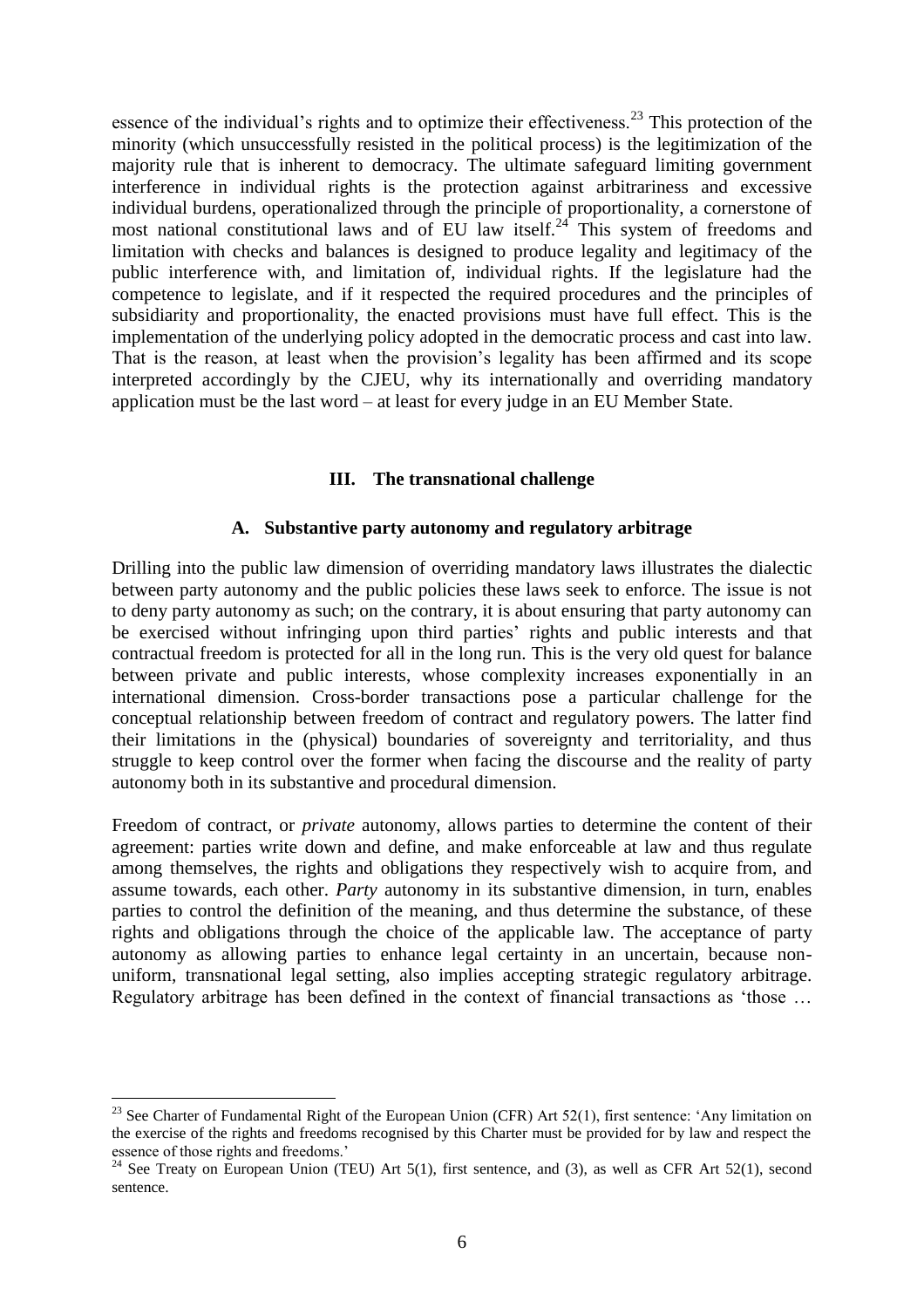essence of the individual's rights and to optimize their effectiveness.[23] This protection of the minority (which unsuccessfully resisted in the political process) is the legitimization of the majority rule that is inherent to democracy. The ultimate safeguard limiting government interference in individual rights is the protection against arbitrariness and excessive individual burdens, operationalized through the principle of proportionality, a cornerstone of most national constitutional laws and of EU law itself.[24] This system of freedoms and limitation with checks and balances is designed to produce legality and legitimacy of the public interference with, and limitation of, individual rights. If the legislature had the competence to legislate, and if it respected the required procedures and the principles of subsidiarity and proportionality, the enacted provisions must have full effect. This is the implementation of the underlying policy adopted in the democratic process and cast into law. That is the reason, at least when the provision's legality has been affirmed and its scope interpreted accordingly by the CJEU, why its internationally and overriding mandatory application must be the last word – at least for every judge in an EU Member State.

## III. The transnational challenge

### A. Substantive party autonomy and regulatory arbitrage

Drilling into the public law dimension of overriding mandatory laws illustrates the dialectic between party autonomy and the public policies these laws seek to enforce. The issue is not to deny party autonomy as such; on the contrary, it is about ensuring that party autonomy can be exercised without infringing upon third parties' rights and public interests and that contractual freedom is protected for all in the long run. This is the very old quest for balance between private and public interests, whose complexity increases exponentially in an international dimension. Cross-border transactions pose a particular challenge for the conceptual relationship between freedom of contract and regulatory powers. The latter find their limitations in the (physical) boundaries of sovereignty and territoriality, and thus struggle to keep control over the former when facing the discourse and the reality of party autonomy both in its substantive and procedural dimension.

Freedom of contract, or *private* autonomy, allows parties to determine the content of their agreement: parties write down and define, and make enforceable at law and thus regulate among themselves, the rights and obligations they respectively wish to acquire from, and assume towards, each other. *Party* autonomy in its substantive dimension, in turn, enables parties to control the definition of the meaning, and thus determine the substance, of these rights and obligations through the choice of the applicable law. The acceptance of party autonomy as allowing parties to enhance legal certainty in an uncertain, because non-uniform, transnational legal setting, also implies accepting strategic regulatory arbitrage. Regulatory arbitrage has been defined in the context of financial transactions as 'those …

---

[23] See Charter of Fundamental Right of the European Union (CFR) Art 52(1), first sentence: 'Any limitation on the exercise of the rights and freedoms recognised by this Charter must be provided for by law and respect the essence of those rights and freedoms.'

[24] See Treaty on European Union (TEU) Art 5(1), first sentence, and (3), as well as CFR Art 52(1), second sentence.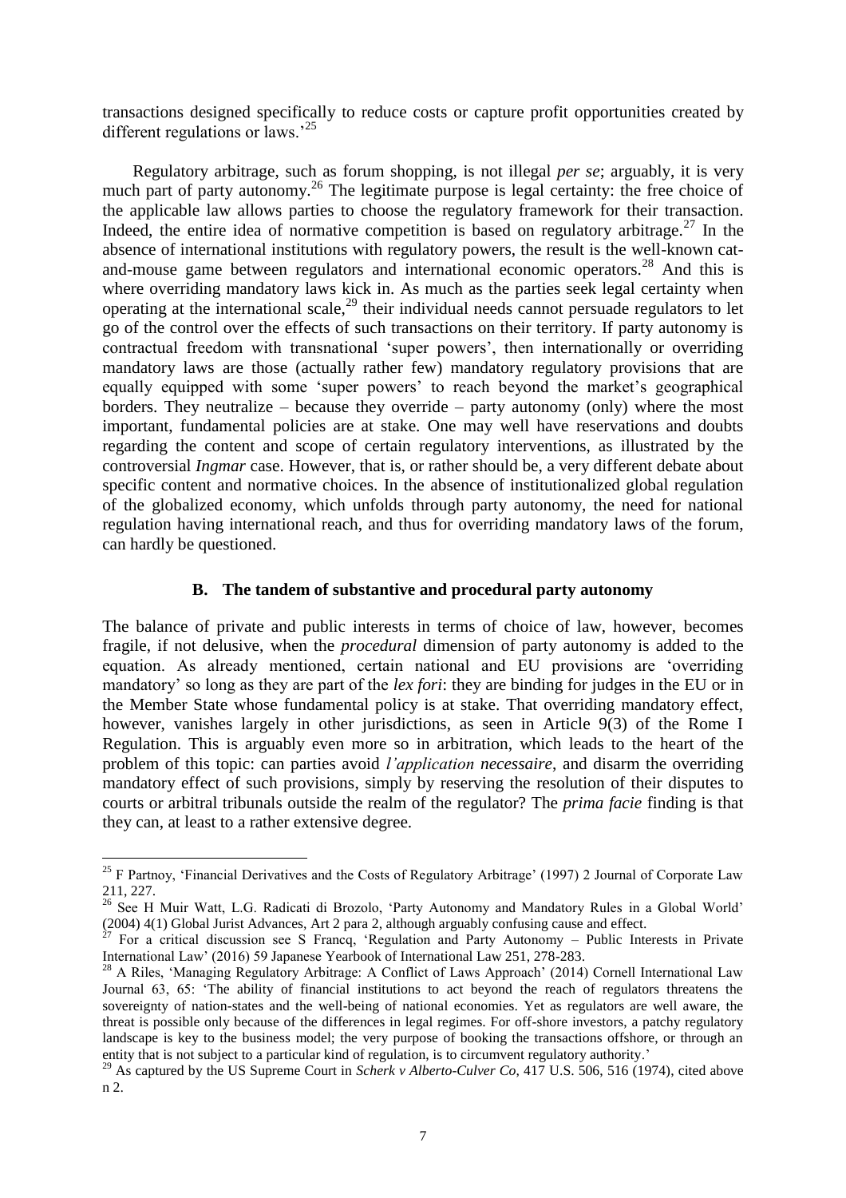transactions designed specifically to reduce costs or capture profit opportunities created by different regulations or laws.'[25]

Regulatory arbitrage, such as forum shopping, is not illegal *per se*; arguably, it is very much part of party autonomy.[26] The legitimate purpose is legal certainty: the free choice of the applicable law allows parties to choose the regulatory framework for their transaction. Indeed, the entire idea of normative competition is based on regulatory arbitrage.[27] In the absence of international institutions with regulatory powers, the result is the well-known cat-and-mouse game between regulators and international economic operators.[28] And this is where overriding mandatory laws kick in. As much as the parties seek legal certainty when operating at the international scale,[29] their individual needs cannot persuade regulators to let go of the control over the effects of such transactions on their territory. If party autonomy is contractual freedom with transnational 'super powers', then internationally or overriding mandatory laws are those (actually rather few) mandatory regulatory provisions that are equally equipped with some 'super powers' to reach beyond the market's geographical borders. They neutralize – because they override – party autonomy (only) where the most important, fundamental policies are at stake. One may well have reservations and doubts regarding the content and scope of certain regulatory interventions, as illustrated by the controversial *Ingmar* case. However, that is, or rather should be, a very different debate about specific content and normative choices. In the absence of institutionalized global regulation of the globalized economy, which unfolds through party autonomy, the need for national regulation having international reach, and thus for overriding mandatory laws of the forum, can hardly be questioned.

### B. The tandem of substantive and procedural party autonomy

The balance of private and public interests in terms of choice of law, however, becomes fragile, if not delusive, when the *procedural* dimension of party autonomy is added to the equation. As already mentioned, certain national and EU provisions are 'overriding mandatory' so long as they are part of the *lex fori*: they are binding for judges in the EU or in the Member State whose fundamental policy is at stake. That overriding mandatory effect, however, vanishes largely in other jurisdictions, as seen in Article 9(3) of the Rome I Regulation. This is arguably even more so in arbitration, which leads to the heart of the problem of this topic: can parties avoid *l'application necessaire*, and disarm the overriding mandatory effect of such provisions, simply by reserving the resolution of their disputes to courts or arbitral tribunals outside the realm of the regulator? The *prima facie* finding is that they can, at least to a rather extensive degree.

---

[25] F Partnoy, 'Financial Derivatives and the Costs of Regulatory Arbitrage' (1997) 2 Journal of Corporate Law 211, 227.

[26] See H Muir Watt, L.G. Radicati di Brozolo, 'Party Autonomy and Mandatory Rules in a Global World' (2004) 4(1) Global Jurist Advances, Art 2 para 2, although arguably confusing cause and effect.

[27] For a critical discussion see S Francq, 'Regulation and Party Autonomy – Public Interests in Private International Law' (2016) 59 Japanese Yearbook of International Law 251, 278-283.

[28] A Riles, 'Managing Regulatory Arbitrage: A Conflict of Laws Approach' (2014) Cornell International Law Journal 63, 65: 'The ability of financial institutions to act beyond the reach of regulators threatens the sovereignty of nation-states and the well-being of national economies. Yet as regulators are well aware, the threat is possible only because of the differences in legal regimes. For off-shore investors, a patchy regulatory landscape is key to the business model; the very purpose of booking the transactions offshore, or through an entity that is not subject to a particular kind of regulation, is to circumvent regulatory authority.'

[29] As captured by the US Supreme Court in *Scherk v Alberto-Culver Co*, 417 U.S. 506, 516 (1974), cited above n 2.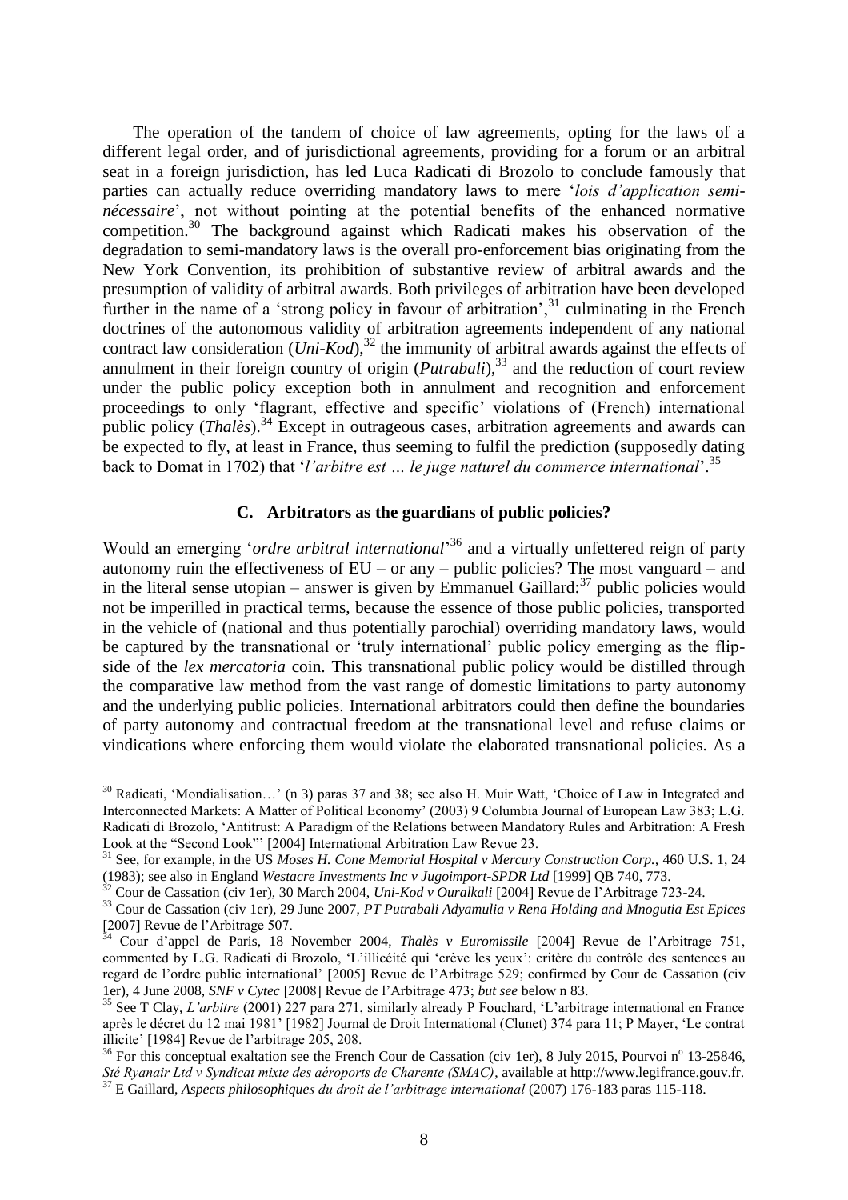The operation of the tandem of choice of law agreements, opting for the laws of a different legal order, and of jurisdictional agreements, providing for a forum or an arbitral seat in a foreign jurisdiction, has led Luca Radicati di Brozolo to conclude famously that parties can actually reduce overriding mandatory laws to mere '*lois d'application semi-nécessaire*', not without pointing at the potential benefits of the enhanced normative competition.[30] The background against which Radicati makes his observation of the degradation to semi-mandatory laws is the overall pro-enforcement bias originating from the New York Convention, its prohibition of substantive review of arbitral awards and the presumption of validity of arbitral awards. Both privileges of arbitration have been developed further in the name of a 'strong policy in favour of arbitration',[31] culminating in the French doctrines of the autonomous validity of arbitration agreements independent of any national contract law consideration (*Uni-Kod*),[32] the immunity of arbitral awards against the effects of annulment in their foreign country of origin (*Putrabali*),[33] and the reduction of court review under the public policy exception both in annulment and recognition and enforcement proceedings to only 'flagrant, effective and specific' violations of (French) international public policy (*Thalès*).[34] Except in outrageous cases, arbitration agreements and awards can be expected to fly, at least in France, thus seeming to fulfil the prediction (supposedly dating back to Domat in 1702) that '*l'arbitre est … le juge naturel du commerce international*'.[35]

### C. Arbitrators as the guardians of public policies?

Would an emerging '*ordre arbitral international*'[36] and a virtually unfettered reign of party autonomy ruin the effectiveness of EU – or any – public policies? The most vanguard – and in the literal sense utopian – answer is given by Emmanuel Gaillard:[37] public policies would not be imperilled in practical terms, because the essence of those public policies, transported in the vehicle of (national and thus potentially parochial) overriding mandatory laws, would be captured by the transnational or 'truly international' public policy emerging as the flip-side of the *lex mercatoria* coin. This transnational public policy would be distilled through the comparative law method from the vast range of domestic limitations to party autonomy and the underlying public policies. International arbitrators could then define the boundaries of party autonomy and contractual freedom at the transnational level and refuse claims or vindications where enforcing them would violate the elaborated transnational policies. As a

---

[30] Radicati, 'Mondialisation…' (n 3) paras 37 and 38; see also H. Muir Watt, 'Choice of Law in Integrated and Interconnected Markets: A Matter of Political Economy' (2003) 9 Columbia Journal of European Law 383; L.G. Radicati di Brozolo, 'Antitrust: A Paradigm of the Relations between Mandatory Rules and Arbitration: A Fresh Look at the "Second Look"' [2004] International Arbitration Law Revue 23.

[31] See, for example, in the US *Moses H. Cone Memorial Hospital v Mercury Construction Corp.,* 460 U.S. 1, 24 (1983); see also in England *Westacre Investments Inc v Jugoimport-SPDR Ltd* [1999] QB 740, 773.

[32] Cour de Cassation (civ 1er), 30 March 2004, *Uni-Kod v Ouralkali* [2004] Revue de l'Arbitrage 723-24.

[33] Cour de Cassation (civ 1er), 29 June 2007, *PT Putrabali Adyamulia v Rena Holding and Mnogutia Est Epices* [2007] Revue de l'Arbitrage 507.

[34] Cour d'appel de Paris, 18 November 2004, *Thalès v Euromissile* [2004] Revue de l'Arbitrage 751, commented by L.G. Radicati di Brozolo, 'L'illicéité qui 'crève les yeux': critère du contrôle des sentences au regard de l'ordre public international' [2005] Revue de l'Arbitrage 529; confirmed by Cour de Cassation (civ 1er), 4 June 2008, *SNF v Cytec* [2008] Revue de l'Arbitrage 473; *but see* below n 83.

[35] See T Clay, *L'arbitre* (2001) 227 para 271, similarly already P Fouchard, 'L'arbitrage international en France après le décret du 12 mai 1981' [1982] Journal de Droit International (Clunet) 374 para 11; P Mayer, 'Le contrat illicite' [1984] Revue de l'arbitrage 205, 208.

[36] For this conceptual exaltation see the French Cour de Cassation (civ 1er), 8 July 2015, Pourvoi n° 13-25846, *Sté Ryanair Ltd v Syndicat mixte des aéroports de Charente (SMAC)*, available at http://www.legifrance.gouv.fr.

[37] E Gaillard, *Aspects philosophiques du droit de l'arbitrage international* (2007) 176-183 paras 115-118.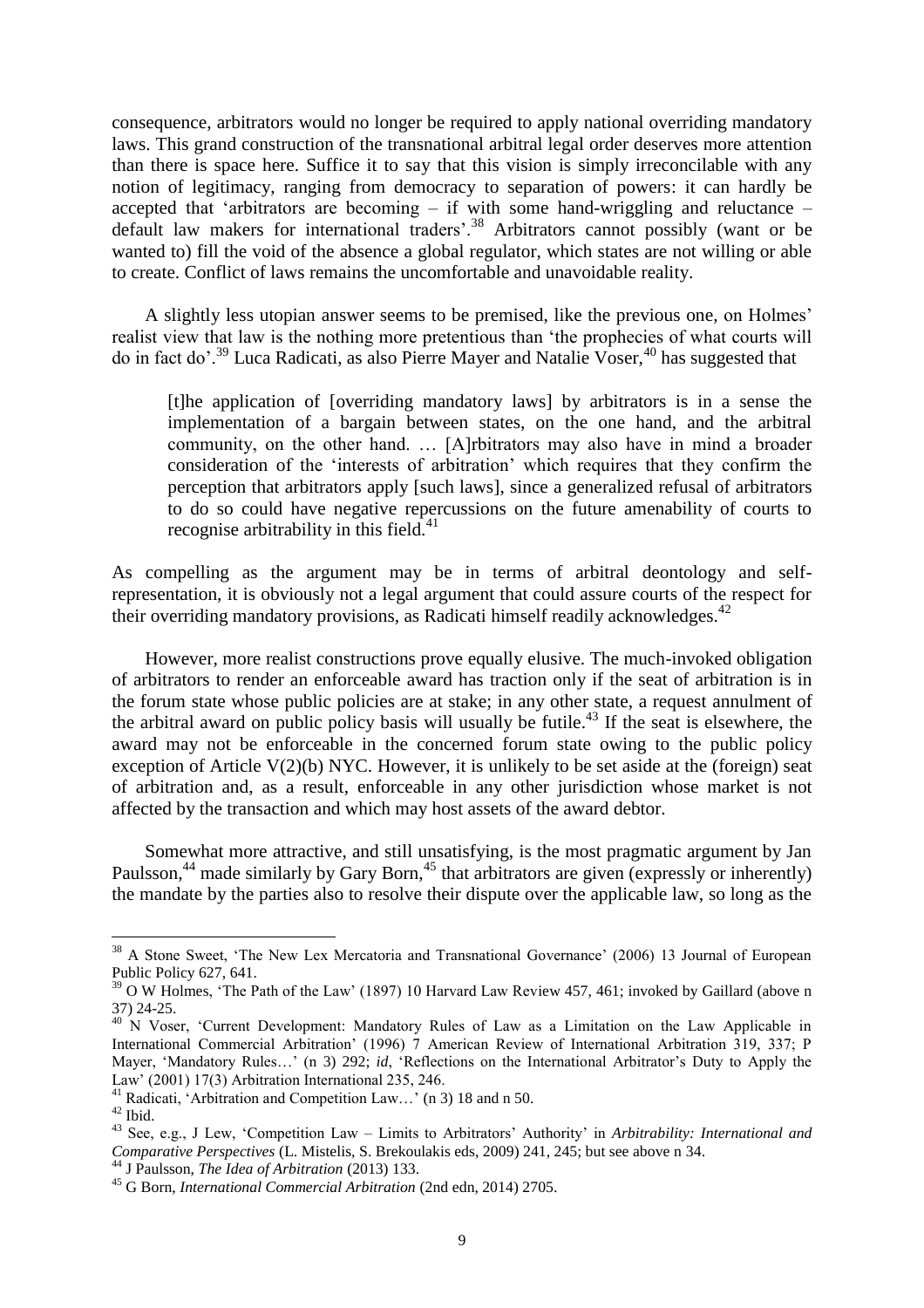consequence, arbitrators would no longer be required to apply national overriding mandatory laws. This grand construction of the transnational arbitral legal order deserves more attention than there is space here. Suffice it to say that this vision is simply irreconcilable with any notion of legitimacy, ranging from democracy to separation of powers: it can hardly be accepted that 'arbitrators are becoming – if with some hand-wriggling and reluctance – default law makers for international traders'.[38] Arbitrators cannot possibly (want or be wanted to) fill the void of the absence a global regulator, which states are not willing or able to create. Conflict of laws remains the uncomfortable and unavoidable reality.

A slightly less utopian answer seems to be premised, like the previous one, on Holmes' realist view that law is the nothing more pretentious than 'the prophecies of what courts will do in fact do'.[39] Luca Radicati, as also Pierre Mayer and Natalie Voser,[40] has suggested that

> [t]he application of [overriding mandatory laws] by arbitrators is in a sense the implementation of a bargain between states, on the one hand, and the arbitral community, on the other hand. … [A]rbitrators may also have in mind a broader consideration of the 'interests of arbitration' which requires that they confirm the perception that arbitrators apply [such laws], since a generalized refusal of arbitrators to do so could have negative repercussions on the future amenability of courts to recognise arbitrability in this field.[41]

As compelling as the argument may be in terms of arbitral deontology and self-representation, it is obviously not a legal argument that could assure courts of the respect for their overriding mandatory provisions, as Radicati himself readily acknowledges.[42]

However, more realist constructions prove equally elusive. The much-invoked obligation of arbitrators to render an enforceable award has traction only if the seat of arbitration is in the forum state whose public policies are at stake; in any other state, a request annulment of the arbitral award on public policy basis will usually be futile.[43] If the seat is elsewhere, the award may not be enforceable in the concerned forum state owing to the public policy exception of Article V(2)(b) NYC. However, it is unlikely to be set aside at the (foreign) seat of arbitration and, as a result, enforceable in any other jurisdiction whose market is not affected by the transaction and which may host assets of the award debtor.

Somewhat more attractive, and still unsatisfying, is the most pragmatic argument by Jan Paulsson,[44] made similarly by Gary Born,[45] that arbitrators are given (expressly or inherently) the mandate by the parties also to resolve their dispute over the applicable law, so long as the

---

[38] A Stone Sweet, 'The New Lex Mercatoria and Transnational Governance' (2006) 13 Journal of European Public Policy 627, 641.

[39] O W Holmes, 'The Path of the Law' (1897) 10 Harvard Law Review 457, 461; invoked by Gaillard (above n 37) 24-25.

[40] N Voser, 'Current Development: Mandatory Rules of Law as a Limitation on the Law Applicable in International Commercial Arbitration' (1996) 7 American Review of International Arbitration 319, 337; P Mayer, 'Mandatory Rules…' (n 3) 292; *id*, 'Reflections on the International Arbitrator's Duty to Apply the Law' (2001) 17(3) Arbitration International 235, 246.

[41] Radicati, 'Arbitration and Competition Law…' (n 3) 18 and n 50.

[42] Ibid.

[43] See, e.g., J Lew, 'Competition Law – Limits to Arbitrators' Authority' in *Arbitrability: International and Comparative Perspectives* (L. Mistelis, S. Brekoulakis eds, 2009) 241, 245; but see above n 34.

[44] J Paulsson, *The Idea of Arbitration* (2013) 133.

[45] G Born, *International Commercial Arbitration* (2nd edn, 2014) 2705.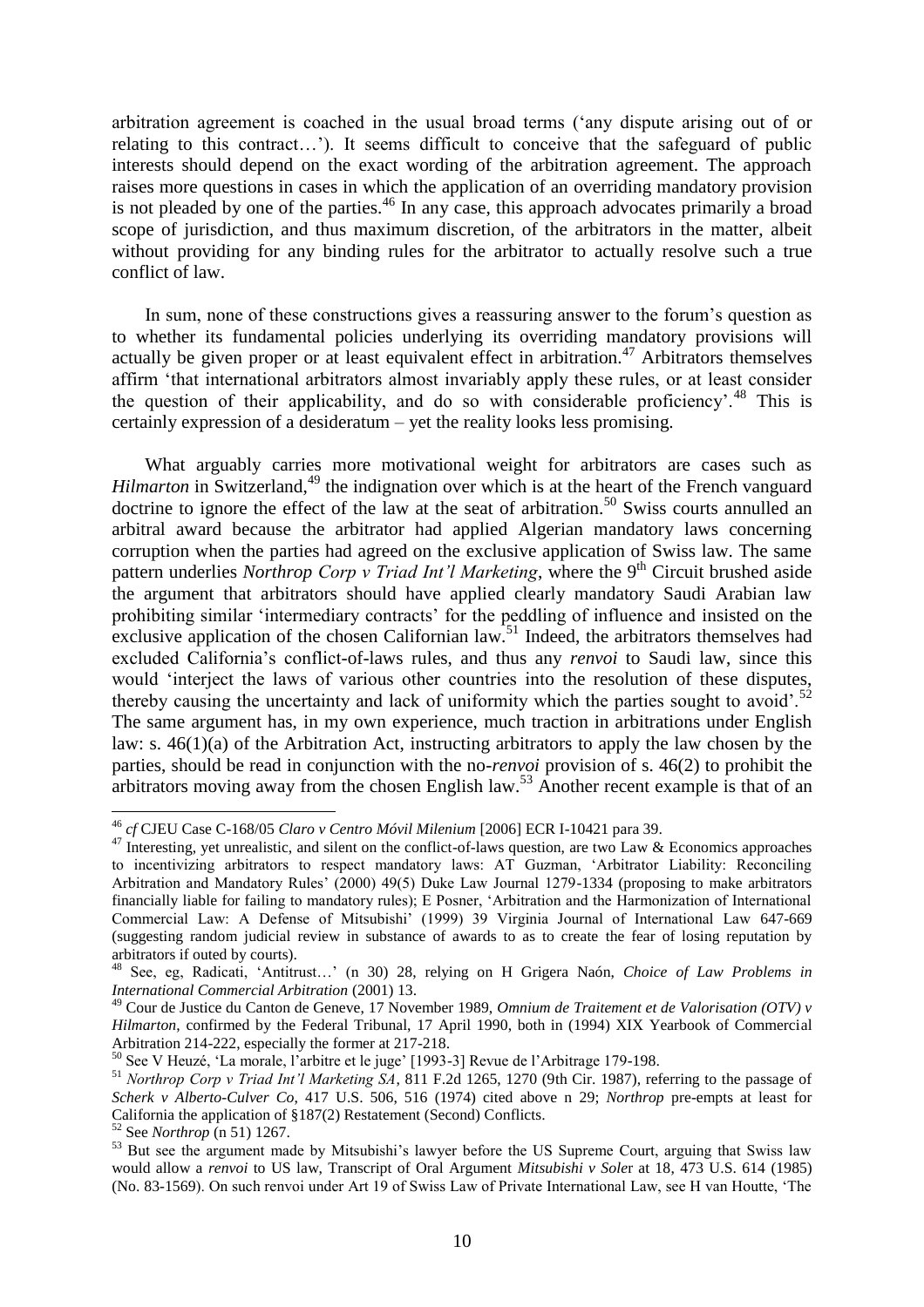arbitration agreement is coached in the usual broad terms ('any dispute arising out of or relating to this contract…'). It seems difficult to conceive that the safeguard of public interests should depend on the exact wording of the arbitration agreement. The approach raises more questions in cases in which the application of an overriding mandatory provision is not pleaded by one of the parties.[46] In any case, this approach advocates primarily a broad scope of jurisdiction, and thus maximum discretion, of the arbitrators in the matter, albeit without providing for any binding rules for the arbitrator to actually resolve such a true conflict of law.

In sum, none of these constructions gives a reassuring answer to the forum's question as to whether its fundamental policies underlying its overriding mandatory provisions will actually be given proper or at least equivalent effect in arbitration.[47] Arbitrators themselves affirm 'that international arbitrators almost invariably apply these rules, or at least consider the question of their applicability, and do so with considerable proficiency'.[48] This is certainly expression of a desideratum – yet the reality looks less promising.

What arguably carries more motivational weight for arbitrators are cases such as *Hilmarton* in Switzerland,[49] the indignation over which is at the heart of the French vanguard doctrine to ignore the effect of the law at the seat of arbitration.[50] Swiss courts annulled an arbitral award because the arbitrator had applied Algerian mandatory laws concerning corruption when the parties had agreed on the exclusive application of Swiss law. The same pattern underlies *Northrop Corp v Triad Int'l Marketing*, where the 9th Circuit brushed aside the argument that arbitrators should have applied clearly mandatory Saudi Arabian law prohibiting similar 'intermediary contracts' for the peddling of influence and insisted on the exclusive application of the chosen Californian law.[51] Indeed, the arbitrators themselves had excluded California's conflict-of-laws rules, and thus any *renvoi* to Saudi law, since this would 'interject the laws of various other countries into the resolution of these disputes, thereby causing the uncertainty and lack of uniformity which the parties sought to avoid'.[52] The same argument has, in my own experience, much traction in arbitrations under English law: s. 46(1)(a) of the Arbitration Act, instructing arbitrators to apply the law chosen by the parties, should be read in conjunction with the no-*renvoi* provision of s. 46(2) to prohibit the arbitrators moving away from the chosen English law.[53] Another recent example is that of an

---

[46] *cf* CJEU Case C-168/05 *Claro v Centro Móvil Milenium* [2006] ECR I-10421 para 39.

[47] Interesting, yet unrealistic, and silent on the conflict-of-laws question, are two Law & Economics approaches to incentivizing arbitrators to respect mandatory laws: AT Guzman, 'Arbitrator Liability: Reconciling Arbitration and Mandatory Rules' (2000) 49(5) Duke Law Journal 1279-1334 (proposing to make arbitrators financially liable for failing to mandatory rules); E Posner, 'Arbitration and the Harmonization of International Commercial Law: A Defense of Mitsubishi' (1999) 39 Virginia Journal of International Law 647-669 (suggesting random judicial review in substance of awards to as to create the fear of losing reputation by arbitrators if outed by courts).

[48] See, eg, Radicati, 'Antitrust…' (n 30) 28, relying on H Grigera Naón, *Choice of Law Problems in International Commercial Arbitration* (2001) 13.

[49] Cour de Justice du Canton de Geneve, 17 November 1989, *Omnium de Traitement et de Valorisation (OTV) v Hilmarton*, confirmed by the Federal Tribunal, 17 April 1990, both in (1994) XIX Yearbook of Commercial Arbitration 214-222, especially the former at 217-218.

[50] See V Heuzé, 'La morale, l'arbitre et le juge' [1993-3] Revue de l'Arbitrage 179-198.

[51] *Northrop Corp v Triad Int'l Marketing SA*, 811 F.2d 1265, 1270 (9th Cir. 1987), referring to the passage of *Scherk v Alberto-Culver Co*, 417 U.S. 506, 516 (1974) cited above n 29; *Northrop* pre-empts at least for California the application of §187(2) Restatement (Second) Conflicts.

[52] See *Northrop* (n 51) 1267.

[53] But see the argument made by Mitsubishi's lawyer before the US Supreme Court, arguing that Swiss law would allow a *renvoi* to US law, Transcript of Oral Argument *Mitsubishi v Soler* at 18, 473 U.S. 614 (1985) (No. 83-1569). On such renvoi under Art 19 of Swiss Law of Private International Law, see H van Houtte, 'The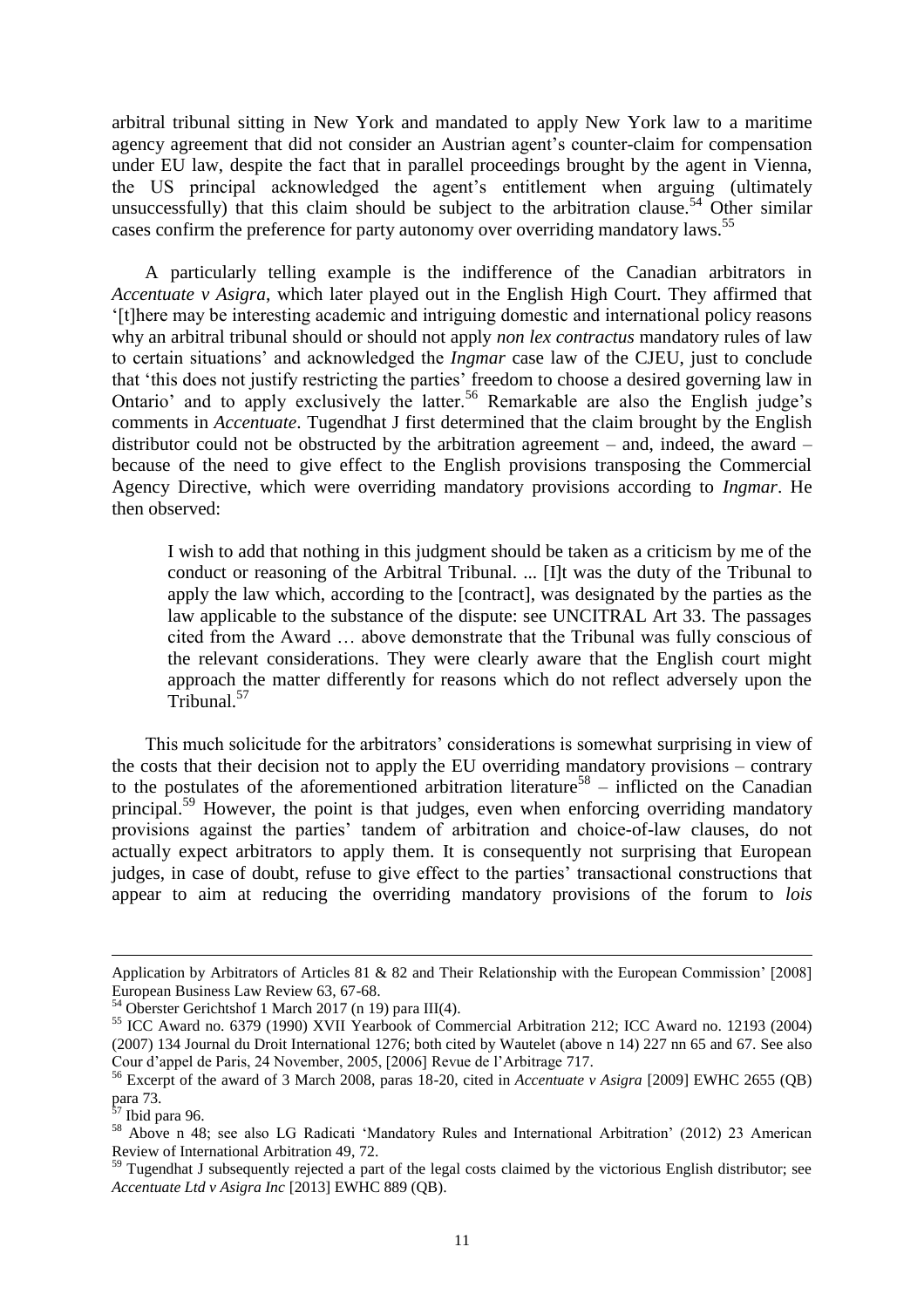arbitral tribunal sitting in New York and mandated to apply New York law to a maritime agency agreement that did not consider an Austrian agent's counter-claim for compensation under EU law, despite the fact that in parallel proceedings brought by the agent in Vienna, the US principal acknowledged the agent's entitlement when arguing (ultimately unsuccessfully) that this claim should be subject to the arbitration clause.[54] Other similar cases confirm the preference for party autonomy over overriding mandatory laws.[55]

A particularly telling example is the indifference of the Canadian arbitrators in *Accentuate v Asigra*, which later played out in the English High Court. They affirmed that '[t]here may be interesting academic and intriguing domestic and international policy reasons why an arbitral tribunal should or should not apply *non lex contractus* mandatory rules of law to certain situations' and acknowledged the *Ingmar* case law of the CJEU, just to conclude that 'this does not justify restricting the parties' freedom to choose a desired governing law in Ontario' and to apply exclusively the latter.[56] Remarkable are also the English judge's comments in *Accentuate*. Tugendhat J first determined that the claim brought by the English distributor could not be obstructed by the arbitration agreement – and, indeed, the award – because of the need to give effect to the English provisions transposing the Commercial Agency Directive, which were overriding mandatory provisions according to *Ingmar*. He then observed:

> I wish to add that nothing in this judgment should be taken as a criticism by me of the conduct or reasoning of the Arbitral Tribunal. ... [I]t was the duty of the Tribunal to apply the law which, according to the [contract], was designated by the parties as the law applicable to the substance of the dispute: see UNCITRAL Art 33. The passages cited from the Award … above demonstrate that the Tribunal was fully conscious of the relevant considerations. They were clearly aware that the English court might approach the matter differently for reasons which do not reflect adversely upon the Tribunal.[57]

This much solicitude for the arbitrators' considerations is somewhat surprising in view of the costs that their decision not to apply the EU overriding mandatory provisions – contrary to the postulates of the aforementioned arbitration literature[58] – inflicted on the Canadian principal.[59] However, the point is that judges, even when enforcing overriding mandatory provisions against the parties' tandem of arbitration and choice-of-law clauses, do not actually expect arbitrators to apply them. It is consequently not surprising that European judges, in case of doubt, refuse to give effect to the parties' transactional constructions that appear to aim at reducing the overriding mandatory provisions of the forum to *lois*

---

Application by Arbitrators of Articles 81 & 82 and Their Relationship with the European Commission' [2008] European Business Law Review 63, 67-68.

[54] Oberster Gerichtshof 1 March 2017 (n 19) para III(4).

[55] ICC Award no. 6379 (1990) XVII Yearbook of Commercial Arbitration 212; ICC Award no. 12193 (2004) (2007) 134 Journal du Droit International 1276; both cited by Wautelet (above n 14) 227 nn 65 and 67. See also Cour d'appel de Paris, 24 November, 2005, [2006] Revue de l'Arbitrage 717.

[56] Excerpt of the award of 3 March 2008, paras 18-20, cited in *Accentuate v Asigra* [2009] EWHC 2655 (QB) para 73.

[57] Ibid para 96.

[58] Above n 48; see also LG Radicati 'Mandatory Rules and International Arbitration' (2012) 23 American Review of International Arbitration 49, 72.

[59] Tugendhat J subsequently rejected a part of the legal costs claimed by the victorious English distributor; see *Accentuate Ltd v Asigra Inc* [2013] EWHC 889 (QB).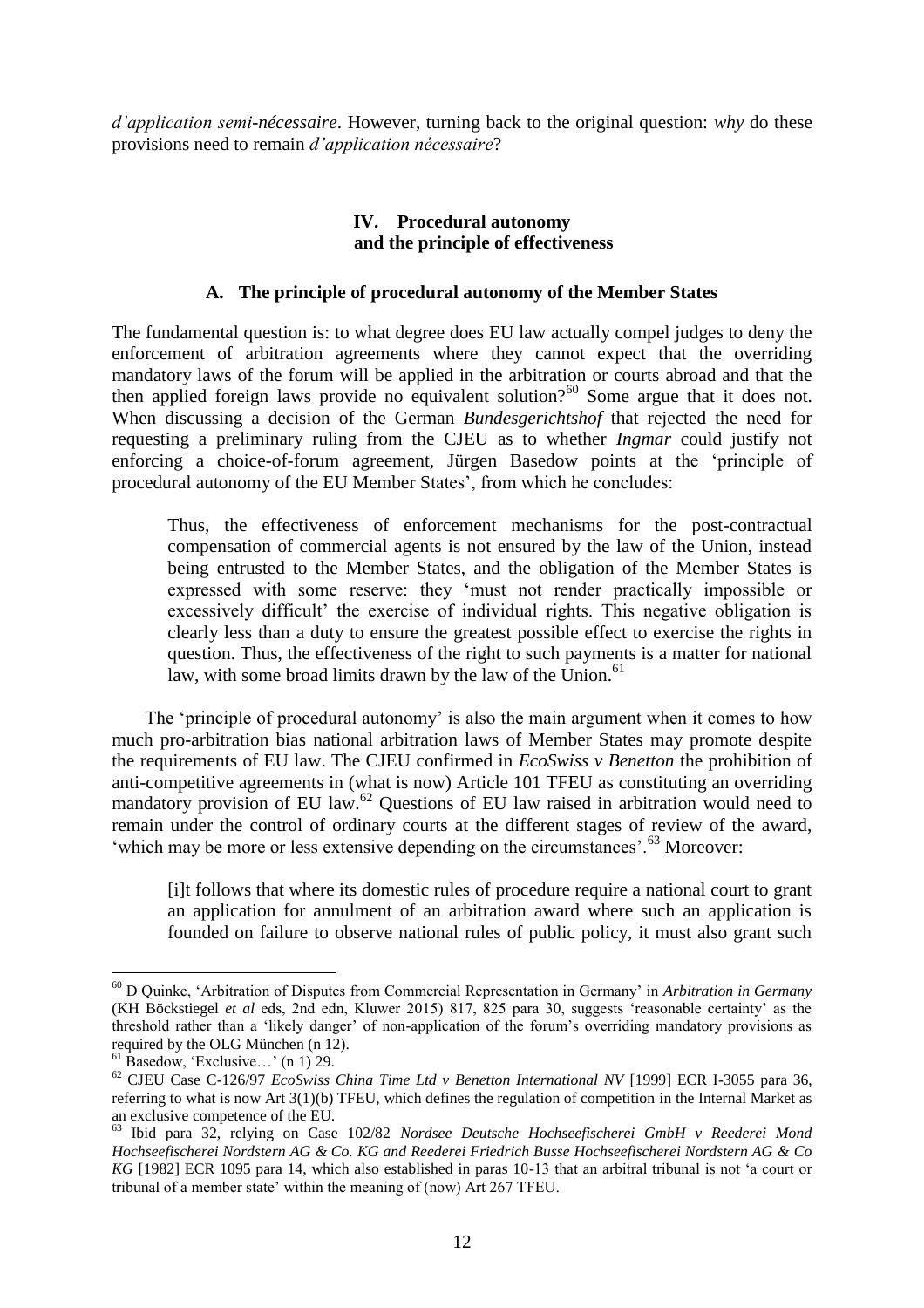*d'application semi-nécessaire*. However, turning back to the original question: *why* do these provisions need to remain *d'application nécessaire*?

## IV. Procedural autonomy and the principle of effectiveness

### A. The principle of procedural autonomy of the Member States

The fundamental question is: to what degree does EU law actually compel judges to deny the enforcement of arbitration agreements where they cannot expect that the overriding mandatory laws of the forum will be applied in the arbitration or courts abroad and that the then applied foreign laws provide no equivalent solution?[60] Some argue that it does not. When discussing a decision of the German *Bundesgerichtshof* that rejected the need for requesting a preliminary ruling from the CJEU as to whether *Ingmar* could justify not enforcing a choice-of-forum agreement, Jürgen Basedow points at the 'principle of procedural autonomy of the EU Member States', from which he concludes:

> Thus, the effectiveness of enforcement mechanisms for the post-contractual compensation of commercial agents is not ensured by the law of the Union, instead being entrusted to the Member States, and the obligation of the Member States is expressed with some reserve: they 'must not render practically impossible or excessively difficult' the exercise of individual rights. This negative obligation is clearly less than a duty to ensure the greatest possible effect to exercise the rights in question. Thus, the effectiveness of the right to such payments is a matter for national law, with some broad limits drawn by the law of the Union.[61]

The 'principle of procedural autonomy' is also the main argument when it comes to how much pro-arbitration bias national arbitration laws of Member States may promote despite the requirements of EU law. The CJEU confirmed in *EcoSwiss v Benetton* the prohibition of anti-competitive agreements in (what is now) Article 101 TFEU as constituting an overriding mandatory provision of EU law.[62] Questions of EU law raised in arbitration would need to remain under the control of ordinary courts at the different stages of review of the award, 'which may be more or less extensive depending on the circumstances'.[63] Moreover:

> [i]t follows that where its domestic rules of procedure require a national court to grant an application for annulment of an arbitration award where such an application is founded on failure to observe national rules of public policy, it must also grant such

---

[60] D Quinke, 'Arbitration of Disputes from Commercial Representation in Germany' in *Arbitration in Germany* (KH Böckstiegel *et al* eds, 2nd edn, Kluwer 2015) 817, 825 para 30, suggests 'reasonable certainty' as the threshold rather than a 'likely danger' of non-application of the forum's overriding mandatory provisions as required by the OLG München (n 12).

[61] Basedow, 'Exclusive…' (n 1) 29.

[62] CJEU Case C-126/97 *EcoSwiss China Time Ltd v Benetton International NV* [1999] ECR I-3055 para 36, referring to what is now Art 3(1)(b) TFEU, which defines the regulation of competition in the Internal Market as an exclusive competence of the EU.

[63] Ibid para 32, relying on Case 102/82 *Nordsee Deutsche Hochseefischerei GmbH v Reederei Mond Hochseefischerei Nordstern AG & Co. KG and Reederei Friedrich Busse Hochseefischerei Nordstern AG & Co KG* [1982] ECR 1095 para 14, which also established in paras 10-13 that an arbitral tribunal is not 'a court or tribunal of a member state' within the meaning of (now) Art 267 TFEU.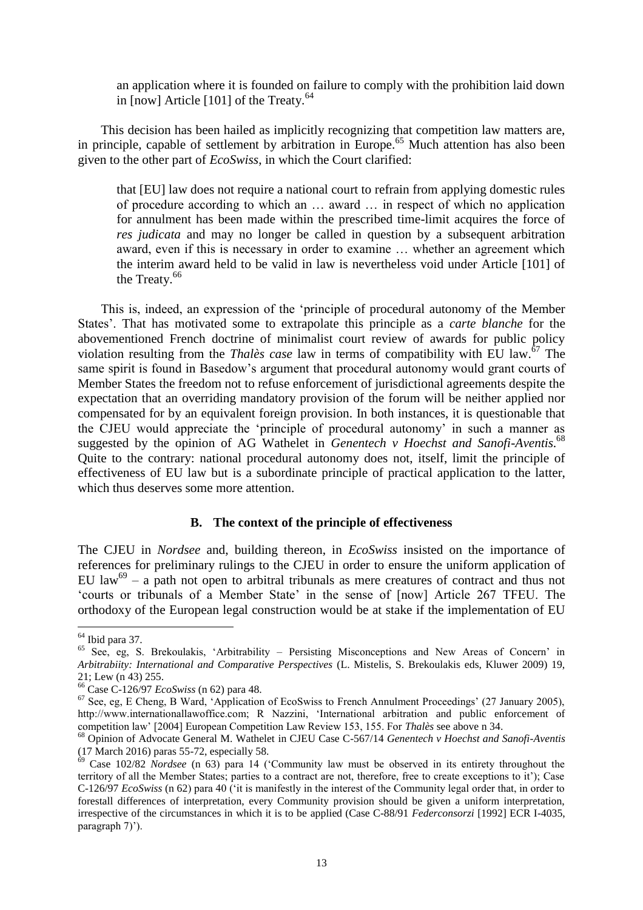> an application where it is founded on failure to comply with the prohibition laid down in [now] Article [101] of the Treaty.[64]

This decision has been hailed as implicitly recognizing that competition law matters are, in principle, capable of settlement by arbitration in Europe.[65] Much attention has also been given to the other part of *EcoSwiss*, in which the Court clarified:

> that [EU] law does not require a national court to refrain from applying domestic rules of procedure according to which an … award … in respect of which no application for annulment has been made within the prescribed time-limit acquires the force of *res judicata* and may no longer be called in question by a subsequent arbitration award, even if this is necessary in order to examine … whether an agreement which the interim award held to be valid in law is nevertheless void under Article [101] of the Treaty.[66]

This is, indeed, an expression of the 'principle of procedural autonomy of the Member States'. That has motivated some to extrapolate this principle as a *carte blanche* for the abovementioned French doctrine of minimalist court review of awards for public policy violation resulting from the *Thalès case* law in terms of compatibility with EU law.[67] The same spirit is found in Basedow's argument that procedural autonomy would grant courts of Member States the freedom not to refuse enforcement of jurisdictional agreements despite the expectation that an overriding mandatory provision of the forum will be neither applied nor compensated for by an equivalent foreign provision. In both instances, it is questionable that the CJEU would appreciate the 'principle of procedural autonomy' in such a manner as suggested by the opinion of AG Wathelet in *Genentech v Hoechst and Sanofi-Aventis*.[68] Quite to the contrary: national procedural autonomy does not, itself, limit the principle of effectiveness of EU law but is a subordinate principle of practical application to the latter, which thus deserves some more attention.

### B. The context of the principle of effectiveness

The CJEU in *Nordsee* and, building thereon, in *EcoSwiss* insisted on the importance of references for preliminary rulings to the CJEU in order to ensure the uniform application of EU law[69] – a path not open to arbitral tribunals as mere creatures of contract and thus not 'courts or tribunals of a Member State' in the sense of [now] Article 267 TFEU. The orthodoxy of the European legal construction would be at stake if the implementation of EU

---

[64] Ibid para 37.

[65] See, eg, S. Brekoulakis, 'Arbitrability – Persisting Misconceptions and New Areas of Concern' in *Arbitrability: International and Comparative Perspectives* (L. Mistelis, S. Brekoulakis eds, Kluwer 2009) 19, 21; Lew (n 43) 255.

[66] Case C-126/97 *EcoSwiss* (n 62) para 48.

[67] See, eg, E Cheng, B Ward, 'Application of EcoSwiss to French Annulment Proceedings' (27 January 2005), http://www.internationallawoffice.com; R Nazzini, 'International arbitration and public enforcement of competition law' [2004] European Competition Law Review 153, 155. For *Thalès* see above n 34.

[68] Opinion of Advocate General M. Wathelet in CJEU Case C-567/14 *Genentech v Hoechst and Sanofi-Aventis* (17 March 2016) paras 55-72, especially 58.

[69] Case 102/82 *Nordsee* (n 63) para 14 ('Community law must be observed in its entirety throughout the territory of all the Member States; parties to a contract are not, therefore, free to create exceptions to it'); Case C-126/97 *EcoSwiss* (n 62) para 40 ('it is manifestly in the interest of the Community legal order that, in order to forestall differences of interpretation, every Community provision should be given a uniform interpretation, irrespective of the circumstances in which it is to be applied (Case C-88/91 *Federconsorzi* [1992] ECR I-4035, paragraph 7)').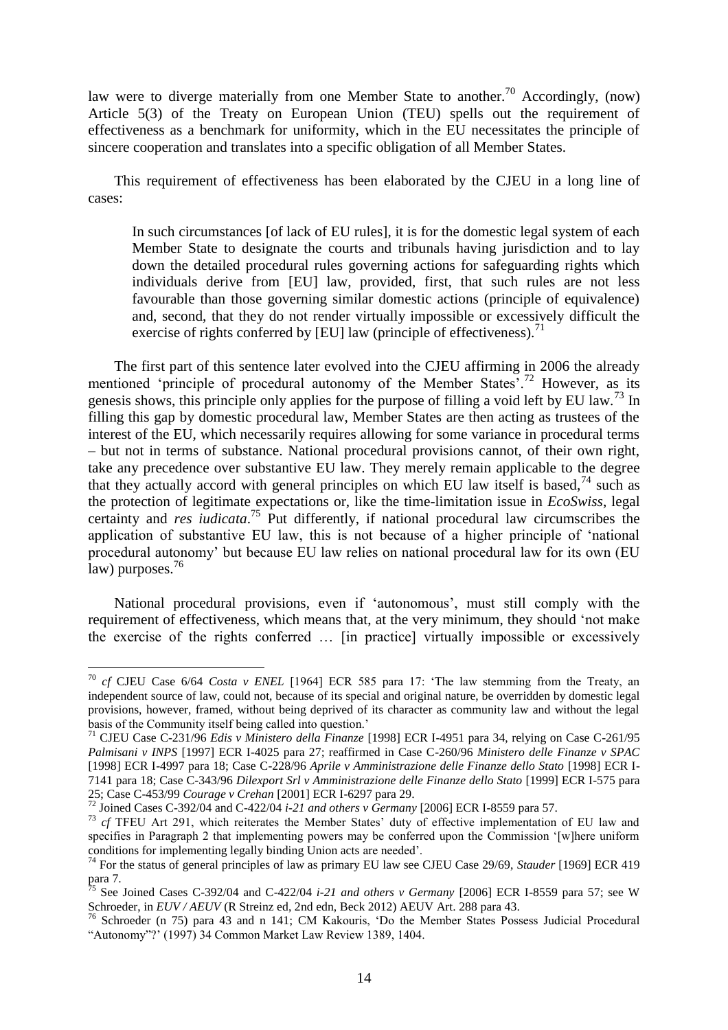law were to diverge materially from one Member State to another.[70] Accordingly, (now) Article 5(3) of the Treaty on European Union (TEU) spells out the requirement of effectiveness as a benchmark for uniformity, which in the EU necessitates the principle of sincere cooperation and translates into a specific obligation of all Member States.

This requirement of effectiveness has been elaborated by the CJEU in a long line of cases:

> In such circumstances [of lack of EU rules], it is for the domestic legal system of each Member State to designate the courts and tribunals having jurisdiction and to lay down the detailed procedural rules governing actions for safeguarding rights which individuals derive from [EU] law, provided, first, that such rules are not less favourable than those governing similar domestic actions (principle of equivalence) and, second, that they do not render virtually impossible or excessively difficult the exercise of rights conferred by [EU] law (principle of effectiveness).[71]

The first part of this sentence later evolved into the CJEU affirming in 2006 the already mentioned 'principle of procedural autonomy of the Member States'.[72] However, as its genesis shows, this principle only applies for the purpose of filling a void left by EU law.[73] In filling this gap by domestic procedural law, Member States are then acting as trustees of the interest of the EU, which necessarily requires allowing for some variance in procedural terms – but not in terms of substance. National procedural provisions cannot, of their own right, take any precedence over substantive EU law. They merely remain applicable to the degree that they actually accord with general principles on which EU law itself is based,[74] such as the protection of legitimate expectations or, like the time-limitation issue in *EcoSwiss*, legal certainty and *res iudicata*.[75] Put differently, if national procedural law circumscribes the application of substantive EU law, this is not because of a higher principle of 'national procedural autonomy' but because EU law relies on national procedural law for its own (EU law) purposes.[76]

National procedural provisions, even if 'autonomous', must still comply with the requirement of effectiveness, which means that, at the very minimum, they should 'not make the exercise of the rights conferred … [in practice] virtually impossible or excessively

---

[70] *cf* CJEU Case 6/64 *Costa v ENEL* [1964] ECR 585 para 17: 'The law stemming from the Treaty, an independent source of law, could not, because of its special and original nature, be overridden by domestic legal provisions, however, framed, without being deprived of its character as community law and without the legal basis of the Community itself being called into question.'

[71] CJEU Case C-231/96 *Edis v Ministero della Finanze* [1998] ECR I-4951 para 34, relying on Case C-261/95 *Palmisani v INPS* [1997] ECR I-4025 para 27; reaffirmed in Case C-260/96 *Ministero delle Finanze v SPAC* [1998] ECR I-4997 para 18; Case C-228/96 *Aprile v Amministrazione delle Finanze dello Stato* [1998] ECR I-7141 para 18; Case C-343/96 *Dilexport Srl v Amministrazione delle Finanze dello Stato* [1999] ECR I-575 para 25; Case C-453/99 *Courage v Crehan* [2001] ECR I-6297 para 29.

[72] Joined Cases C-392/04 and C-422/04 *i-21 and others v Germany* [2006] ECR I-8559 para 57.

[73] *cf* TFEU Art 291, which reiterates the Member States' duty of effective implementation of EU law and specifies in Paragraph 2 that implementing powers may be conferred upon the Commission '[w]here uniform conditions for implementing legally binding Union acts are needed'.

[74] For the status of general principles of law as primary EU law see CJEU Case 29/69, *Stauder* [1969] ECR 419 para 7.

[75] See Joined Cases C-392/04 and C-422/04 *i-21 and others v Germany* [2006] ECR I-8559 para 57; see W Schroeder, in *EUV / AEUV* (R Streinz ed, 2nd edn, Beck 2012) AEUV Art. 288 para 43.

[76] Schroeder (n 75) para 43 and n 141; CM Kakouris, 'Do the Member States Possess Judicial Procedural "Autonomy"?' (1997) 34 Common Market Law Review 1389, 1404.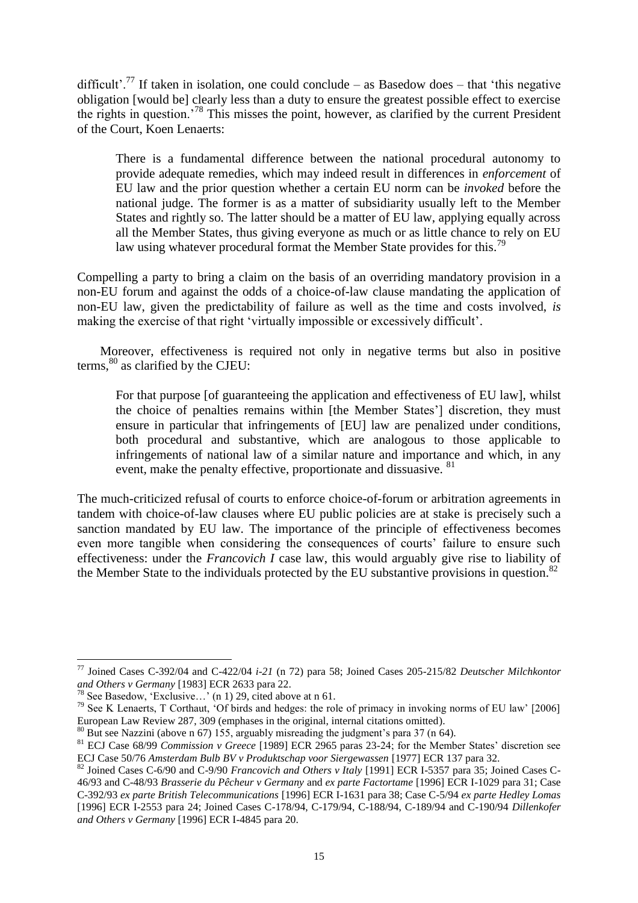difficult'.[77] If taken in isolation, one could conclude – as Basedow does – that 'this negative obligation [would be] clearly less than a duty to ensure the greatest possible effect to exercise the rights in question.'[78] This misses the point, however, as clarified by the current President of the Court, Koen Lenaerts:

> There is a fundamental difference between the national procedural autonomy to provide adequate remedies, which may indeed result in differences in *enforcement* of EU law and the prior question whether a certain EU norm can be *invoked* before the national judge. The former is as a matter of subsidiarity usually left to the Member States and rightly so. The latter should be a matter of EU law, applying equally across all the Member States, thus giving everyone as much or as little chance to rely on EU law using whatever procedural format the Member State provides for this.[79]

Compelling a party to bring a claim on the basis of an overriding mandatory provision in a non-EU forum and against the odds of a choice-of-law clause mandating the application of non-EU law, given the predictability of failure as well as the time and costs involved, *is* making the exercise of that right 'virtually impossible or excessively difficult'.

Moreover, effectiveness is required not only in negative terms but also in positive terms,[80] as clarified by the CJEU:

> For that purpose [of guaranteeing the application and effectiveness of EU law], whilst the choice of penalties remains within [the Member States'] discretion, they must ensure in particular that infringements of [EU] law are penalized under conditions, both procedural and substantive, which are analogous to those applicable to infringements of national law of a similar nature and importance and which, in any event, make the penalty effective, proportionate and dissuasive. [81]

The much-criticized refusal of courts to enforce choice-of-forum or arbitration agreements in tandem with choice-of-law clauses where EU public policies are at stake is precisely such a sanction mandated by EU law. The importance of the principle of effectiveness becomes even more tangible when considering the consequences of courts' failure to ensure such effectiveness: under the *Francovich I* case law, this would arguably give rise to liability of the Member State to the individuals protected by the EU substantive provisions in question.[82]

---

[77] Joined Cases C-392/04 and C-422/04 *i-21* (n 72) para 58; Joined Cases 205-215/82 *Deutscher Milchkontor and Others v Germany* [1983] ECR 2633 para 22.

[78] See Basedow, 'Exclusive…' (n 1) 29, cited above at n 61.

[79] See K Lenaerts, T Corthaut, 'Of birds and hedges: the role of primacy in invoking norms of EU law' [2006] European Law Review 287, 309 (emphases in the original, internal citations omitted).

[80] But see Nazzini (above n 67) 155, arguably misreading the judgment's para 37 (n 64).

[81] ECJ Case 68/99 *Commission v Greece* [1989] ECR 2965 paras 23-24; for the Member States' discretion see ECJ Case 50/76 *Amsterdam Bulb BV v Produktschap voor Siergewassen* [1977] ECR 137 para 32.

[82] Joined Cases C-6/90 and C-9/90 *Francovich and Others v Italy* [1991] ECR I-5357 para 35; Joined Cases C-46/93 and C-48/93 *Brasserie du Pêcheur v Germany* and *ex parte Factortame* [1996] ECR I-1029 para 31; Case C-392/93 *ex parte British Telecommunications* [1996] ECR I-1631 para 38; Case C-5/94 *ex parte Hedley Lomas* [1996] ECR I-2553 para 24; Joined Cases C-178/94, C-179/94, C-188/94, C-189/94 and C-190/94 *Dillenkofer and Others v Germany* [1996] ECR I-4845 para 20.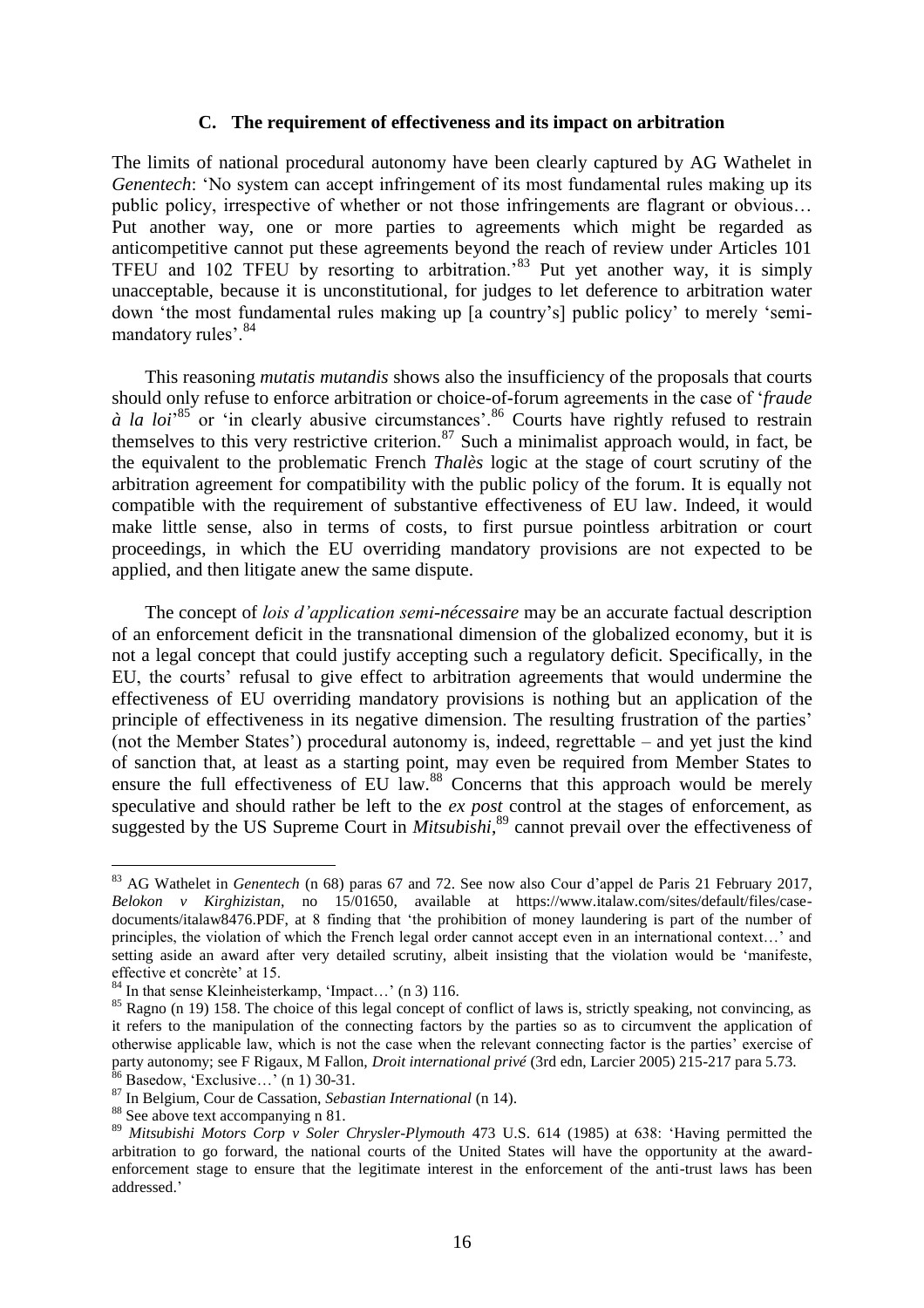### C. The requirement of effectiveness and its impact on arbitration

The limits of national procedural autonomy have been clearly captured by AG Wathelet in *Genentech*: 'No system can accept infringement of its most fundamental rules making up its public policy, irrespective of whether or not those infringements are flagrant or obvious… Put another way, one or more parties to agreements which might be regarded as anticompetitive cannot put these agreements beyond the reach of review under Articles 101 TFEU and 102 TFEU by resorting to arbitration.'[83] Put yet another way, it is simply unacceptable, because it is unconstitutional, for judges to let deference to arbitration water down 'the most fundamental rules making up [a country's] public policy' to merely 'semi-mandatory rules'.[84]

This reasoning *mutatis mutandis* shows also the insufficiency of the proposals that courts should only refuse to enforce arbitration or choice-of-forum agreements in the case of '*fraude à la loi*'[85] or 'in clearly abusive circumstances'.[86] Courts have rightly refused to restrain themselves to this very restrictive criterion.[87] Such a minimalist approach would, in fact, be the equivalent to the problematic French *Thalès* logic at the stage of court scrutiny of the arbitration agreement for compatibility with the public policy of the forum. It is equally not compatible with the requirement of substantive effectiveness of EU law. Indeed, it would make little sense, also in terms of costs, to first pursue pointless arbitration or court proceedings, in which the EU overriding mandatory provisions are not expected to be applied, and then litigate anew the same dispute.

The concept of *lois d'application semi-nécessaire* may be an accurate factual description of an enforcement deficit in the transnational dimension of the globalized economy, but it is not a legal concept that could justify accepting such a regulatory deficit. Specifically, in the EU, the courts' refusal to give effect to arbitration agreements that would undermine the effectiveness of EU overriding mandatory provisions is nothing but an application of the principle of effectiveness in its negative dimension. The resulting frustration of the parties' (not the Member States') procedural autonomy is, indeed, regrettable – and yet just the kind of sanction that, at least as a starting point, may even be required from Member States to ensure the full effectiveness of EU law.[88] Concerns that this approach would be merely speculative and should rather be left to the *ex post* control at the stages of enforcement, as suggested by the US Supreme Court in *Mitsubishi*,[89] cannot prevail over the effectiveness of

---

[83] AG Wathelet in *Genentech* (n 68) paras 67 and 72. See now also Cour d'appel de Paris 21 February 2017, *Belokon v Kirghizistan*, no 15/01650, available at https://www.italaw.com/sites/default/files/case-documents/italaw8476.PDF, at 8 finding that 'the prohibition of money laundering is part of the number of principles, the violation of which the French legal order cannot accept even in an international context…' and setting aside an award after very detailed scrutiny, albeit insisting that the violation would be 'manifeste, effective et concrète' at 15.

[84] In that sense Kleinheisterkamp, 'Impact…' (n 3) 116.

[85] Ragno (n 19) 158. The choice of this legal concept of conflict of laws is, strictly speaking, not convincing, as it refers to the manipulation of the connecting factors by the parties so as to circumvent the application of otherwise applicable law, which is not the case when the relevant connecting factor is the parties' exercise of party autonomy; see F Rigaux, M Fallon, *Droit international privé* (3rd edn, Larcier 2005) 215-217 para 5.73.

[86] Basedow, 'Exclusive…' (n 1) 30-31.

[87] In Belgium, Cour de Cassation, *Sebastian International* (n 14).

[88] See above text accompanying n 81.

[89] *Mitsubishi Motors Corp v Soler Chrysler-Plymouth* 473 U.S. 614 (1985) at 638: 'Having permitted the arbitration to go forward, the national courts of the United States will have the opportunity at the award-enforcement stage to ensure that the legitimate interest in the enforcement of the anti-trust laws has been addressed.'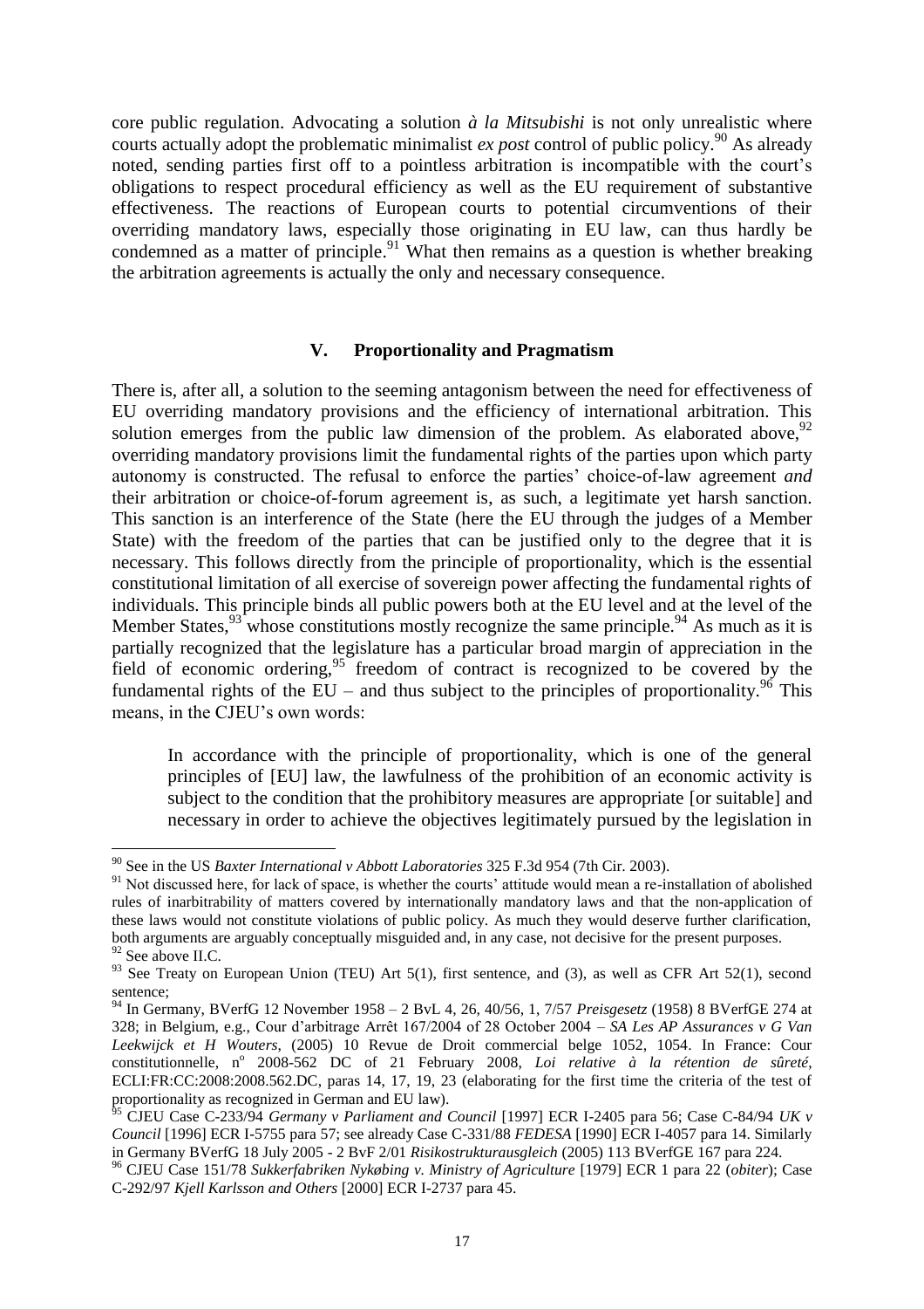core public regulation. Advocating a solution *à la Mitsubishi* is not only unrealistic where courts actually adopt the problematic minimalist *ex post* control of public policy.[90] As already noted, sending parties first off to a pointless arbitration is incompatible with the court's obligations to respect procedural efficiency as well as the EU requirement of substantive effectiveness. The reactions of European courts to potential circumventions of their overriding mandatory laws, especially those originating in EU law, can thus hardly be condemned as a matter of principle.[91] What then remains as a question is whether breaking the arbitration agreements is actually the only and necessary consequence.

## V. Proportionality and Pragmatism

There is, after all, a solution to the seeming antagonism between the need for effectiveness of EU overriding mandatory provisions and the efficiency of international arbitration. This solution emerges from the public law dimension of the problem. As elaborated above,[92] overriding mandatory provisions limit the fundamental rights of the parties upon which party autonomy is constructed. The refusal to enforce the parties' choice-of-law agreement *and* their arbitration or choice-of-forum agreement is, as such, a legitimate yet harsh sanction. This sanction is an interference of the State (here the EU through the judges of a Member State) with the freedom of the parties that can be justified only to the degree that it is necessary. This follows directly from the principle of proportionality, which is the essential constitutional limitation of all exercise of sovereign power affecting the fundamental rights of individuals. This principle binds all public powers both at the EU level and at the level of the Member States,[93] whose constitutions mostly recognize the same principle.[94] As much as it is partially recognized that the legislature has a particular broad margin of appreciation in the field of economic ordering,[95] freedom of contract is recognized to be covered by the fundamental rights of the EU – and thus subject to the principles of proportionality.[96] This means, in the CJEU's own words:

> In accordance with the principle of proportionality, which is one of the general principles of [EU] law, the lawfulness of the prohibition of an economic activity is subject to the condition that the prohibitory measures are appropriate [or suitable] and necessary in order to achieve the objectives legitimately pursued by the legislation in

---

[90] See in the US *Baxter International v Abbott Laboratories* 325 F.3d 954 (7th Cir. 2003).

[91] Not discussed here, for lack of space, is whether the courts' attitude would mean a re-installation of abolished rules of inarbitrability of matters covered by internationally mandatory laws and that the non-application of these laws would not constitute violations of public policy. As much they would deserve further clarification, both arguments are arguably conceptually misguided and, in any case, not decisive for the present purposes.

[92] See above II.C.

[93] See Treaty on European Union (TEU) Art 5(1), first sentence, and (3), as well as CFR Art 52(1), second sentence;

[94] In Germany, BVerfG 12 November 1958 – 2 BvL 4, 26, 40/56, 1, 7/57 *Preisgesetz* (1958) 8 BVerfGE 274 at 328; in Belgium, e.g., Cour d'arbitrage Arrêt 167/2004 of 28 October 2004 – *SA Les AP Assurances v G Van Leekwijck et H Wouters*, (2005) 10 Revue de Droit commercial belge 1052, 1054. In France: Cour constitutionnelle, n° 2008-562 DC of 21 February 2008, *Loi relative à la rétention de sûreté*, ECLI:FR:CC:2008:2008.562.DC, paras 14, 17, 19, 23 (elaborating for the first time the criteria of the test of proportionality as recognized in German and EU law).

[95] CJEU Case C-233/94 *Germany v Parliament and Council* [1997] ECR I-2405 para 56; Case C-84/94 *UK v Council* [1996] ECR I-5755 para 57; see already Case C-331/88 *FEDESA* [1990] ECR I-4057 para 14. Similarly in Germany BVerfG 18 July 2005 - 2 BvF 2/01 *Risikostrukturausgleich* (2005) 113 BVerfGE 167 para 224.

[96] CJEU Case 151/78 *Sukkerfabriken Nykøbing v. Ministry of Agriculture* [1979] ECR 1 para 22 (*obiter*); Case C-292/97 *Kjell Karlsson and Others* [2000] ECR I-2737 para 45.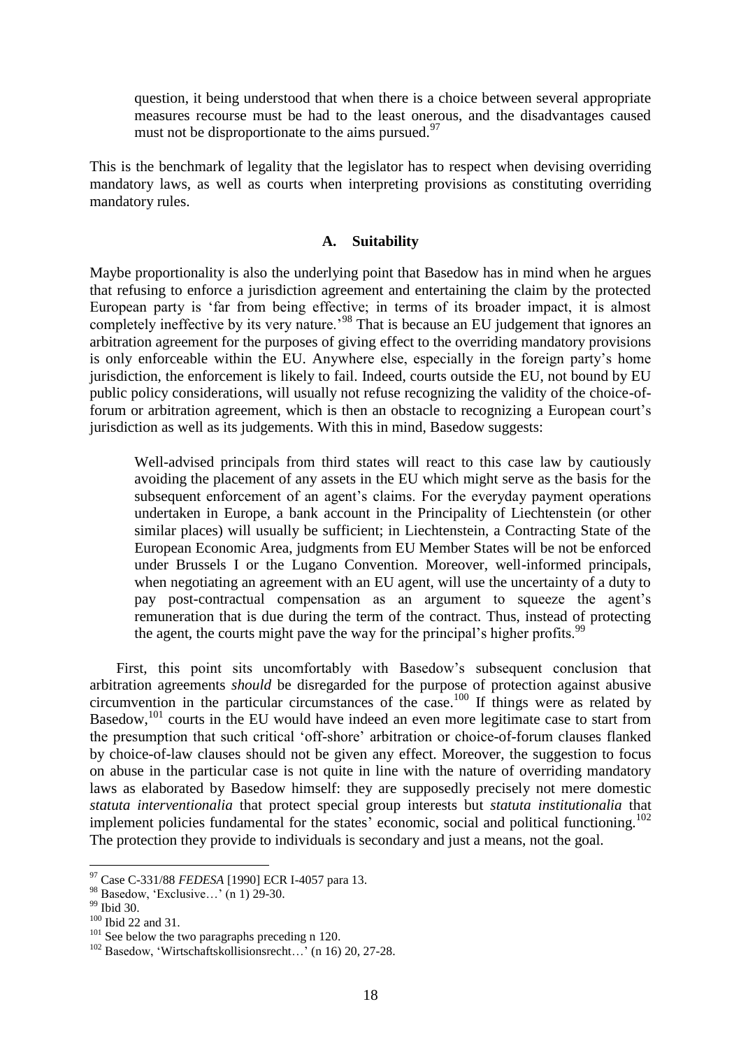> question, it being understood that when there is a choice between several appropriate measures recourse must be had to the least onerous, and the disadvantages caused must not be disproportionate to the aims pursued.[97]

This is the benchmark of legality that the legislator has to respect when devising overriding mandatory laws, as well as courts when interpreting provisions as constituting overriding mandatory rules.

### A. Suitability

Maybe proportionality is also the underlying point that Basedow has in mind when he argues that refusing to enforce a jurisdiction agreement and entertaining the claim by the protected European party is 'far from being effective; in terms of its broader impact, it is almost completely ineffective by its very nature.'[98] That is because an EU judgement that ignores an arbitration agreement for the purposes of giving effect to the overriding mandatory provisions is only enforceable within the EU. Anywhere else, especially in the foreign party's home jurisdiction, the enforcement is likely to fail. Indeed, courts outside the EU, not bound by EU public policy considerations, will usually not refuse recognizing the validity of the choice-of-forum or arbitration agreement, which is then an obstacle to recognizing a European court's jurisdiction as well as its judgements. With this in mind, Basedow suggests:

> Well-advised principals from third states will react to this case law by cautiously avoiding the placement of any assets in the EU which might serve as the basis for the subsequent enforcement of an agent's claims. For the everyday payment operations undertaken in Europe, a bank account in the Principality of Liechtenstein (or other similar places) will usually be sufficient; in Liechtenstein, a Contracting State of the European Economic Area, judgments from EU Member States will be not be enforced under Brussels I or the Lugano Convention. Moreover, well-informed principals, when negotiating an agreement with an EU agent, will use the uncertainty of a duty to pay post-contractual compensation as an argument to squeeze the agent's remuneration that is due during the term of the contract. Thus, instead of protecting the agent, the courts might pave the way for the principal's higher profits.[99]

First, this point sits uncomfortably with Basedow's subsequent conclusion that arbitration agreements *should* be disregarded for the purpose of protection against abusive circumvention in the particular circumstances of the case.[100] If things were as related by Basedow,[101] courts in the EU would have indeed an even more legitimate case to start from the presumption that such critical 'off-shore' arbitration or choice-of-forum clauses flanked by choice-of-law clauses should not be given any effect. Moreover, the suggestion to focus on abuse in the particular case is not quite in line with the nature of overriding mandatory laws as elaborated by Basedow himself: they are supposedly precisely not mere domestic *statuta interventionalia* that protect special group interests but *statuta institutionalia* that implement policies fundamental for the states' economic, social and political functioning.[102] The protection they provide to individuals is secondary and just a means, not the goal.

---

[97] Case C-331/88 *FEDESA* [1990] ECR I-4057 para 13.

[98] Basedow, 'Exclusive…' (n 1) 29-30.

[99] Ibid 30.

[100] Ibid 22 and 31.

[101] See below the two paragraphs preceding n 120.

[102] Basedow, 'Wirtschaftskollisionsrecht…' (n 16) 20, 27-28.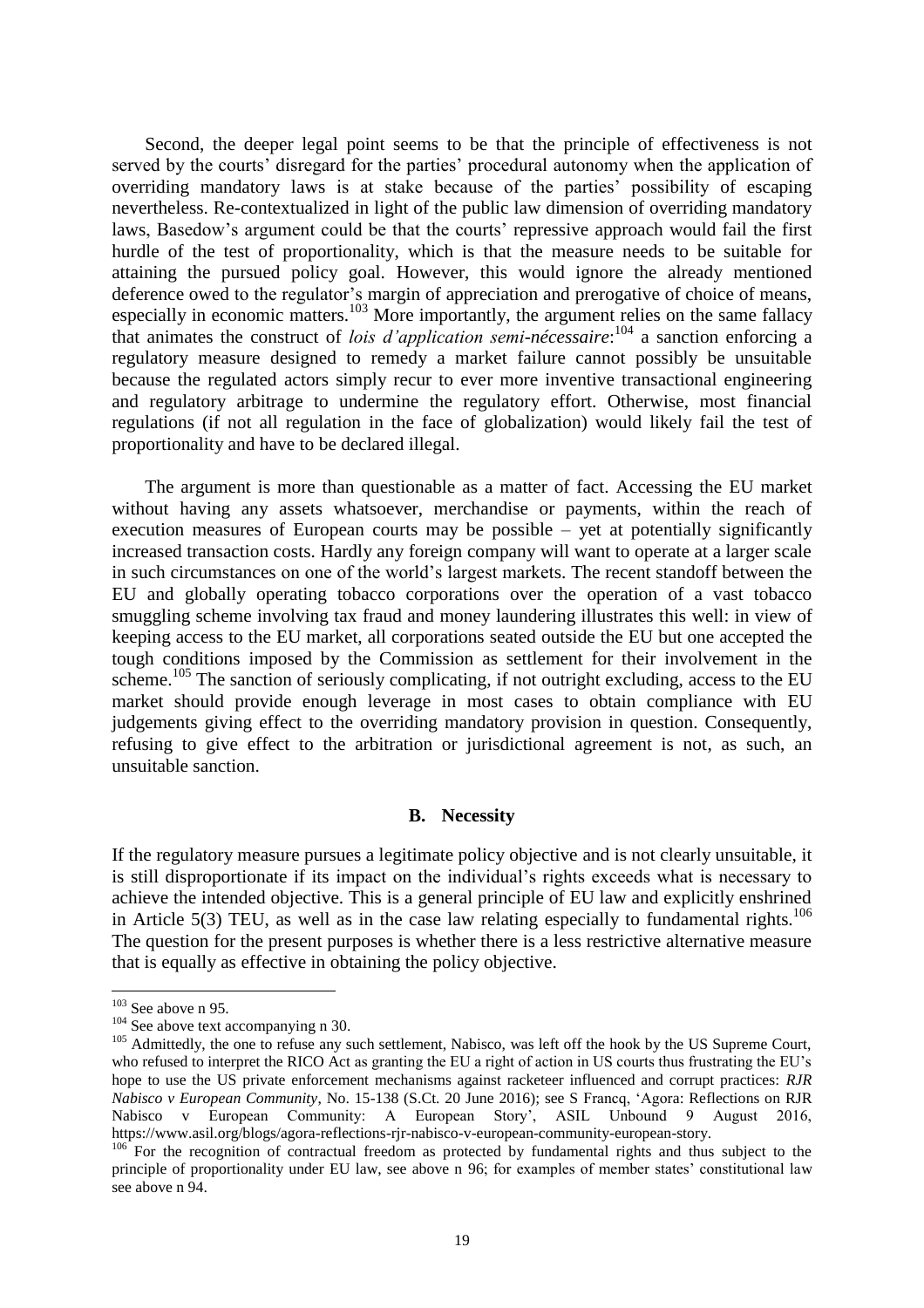Second, the deeper legal point seems to be that the principle of effectiveness is not served by the courts' disregard for the parties' procedural autonomy when the application of overriding mandatory laws is at stake because of the parties' possibility of escaping nevertheless. Re-contextualized in light of the public law dimension of overriding mandatory laws, Basedow's argument could be that the courts' repressive approach would fail the first hurdle of the test of proportionality, which is that the measure needs to be suitable for attaining the pursued policy goal. However, this would ignore the already mentioned deference owed to the regulator's margin of appreciation and prerogative of choice of means, especially in economic matters.[103] More importantly, the argument relies on the same fallacy that animates the construct of *lois d'application semi-nécessaire*:[104] a sanction enforcing a regulatory measure designed to remedy a market failure cannot possibly be unsuitable because the regulated actors simply recur to ever more inventive transactional engineering and regulatory arbitrage to undermine the regulatory effort. Otherwise, most financial regulations (if not all regulation in the face of globalization) would likely fail the test of proportionality and have to be declared illegal.

The argument is more than questionable as a matter of fact. Accessing the EU market without having any assets whatsoever, merchandise or payments, within the reach of execution measures of European courts may be possible – yet at potentially significantly increased transaction costs. Hardly any foreign company will want to operate at a larger scale in such circumstances on one of the world's largest markets. The recent standoff between the EU and globally operating tobacco corporations over the operation of a vast tobacco smuggling scheme involving tax fraud and money laundering illustrates this well: in view of keeping access to the EU market, all corporations seated outside the EU but one accepted the tough conditions imposed by the Commission as settlement for their involvement in the scheme.[105] The sanction of seriously complicating, if not outright excluding, access to the EU market should provide enough leverage in most cases to obtain compliance with EU judgements giving effect to the overriding mandatory provision in question. Consequently, refusing to give effect to the arbitration or jurisdictional agreement is not, as such, an unsuitable sanction.

### B. Necessity

If the regulatory measure pursues a legitimate policy objective and is not clearly unsuitable, it is still disproportionate if its impact on the individual's rights exceeds what is necessary to achieve the intended objective. This is a general principle of EU law and explicitly enshrined in Article 5(3) TEU, as well as in the case law relating especially to fundamental rights.[106] The question for the present purposes is whether there is a less restrictive alternative measure that is equally as effective in obtaining the policy objective.

---

[103] See above n 95.

[104] See above text accompanying n 30.

[105] Admittedly, the one to refuse any such settlement, Nabisco, was left off the hook by the US Supreme Court, who refused to interpret the RICO Act as granting the EU a right of action in US courts thus frustrating the EU's hope to use the US private enforcement mechanisms against racketeer influenced and corrupt practices: *RJR Nabisco v European Community*, No. 15-138 (S.Ct. 20 June 2016); see S Francq, 'Agora: Reflections on RJR Nabisco v European Community: A European Story', ASIL Unbound 9 August 2016, https://www.asil.org/blogs/agora-reflections-rjr-nabisco-v-european-community-european-story.

[106] For the recognition of contractual freedom as protected by fundamental rights and thus subject to the principle of proportionality under EU law, see above n 96; for examples of member states' constitutional law see above n 94.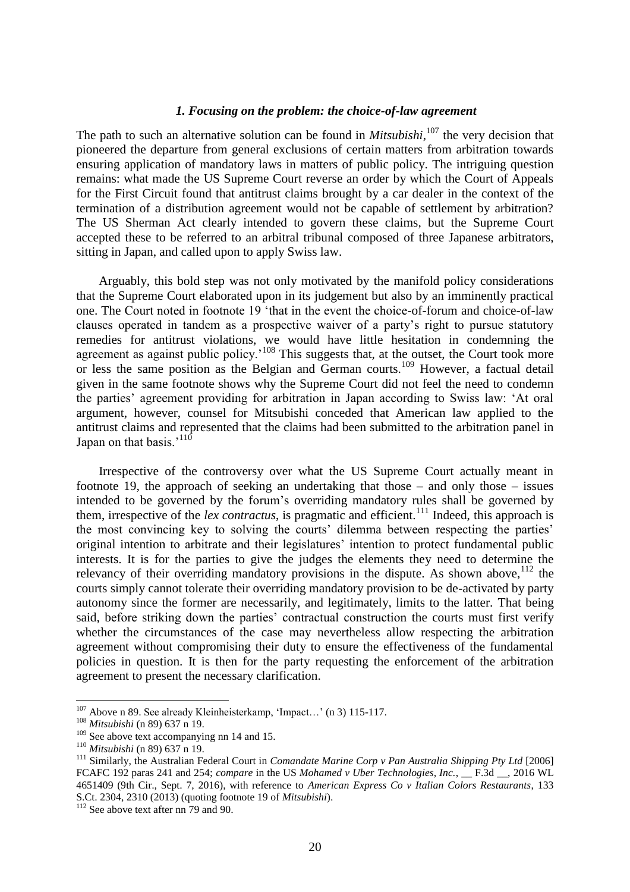### *1. Focusing on the problem: the choice-of-law agreement*

The path to such an alternative solution can be found in *Mitsubishi*,[107] the very decision that pioneered the departure from general exclusions of certain matters from arbitration towards ensuring application of mandatory laws in matters of public policy. The intriguing question remains: what made the US Supreme Court reverse an order by which the Court of Appeals for the First Circuit found that antitrust claims brought by a car dealer in the context of the termination of a distribution agreement would not be capable of settlement by arbitration? The US Sherman Act clearly intended to govern these claims, but the Supreme Court accepted these to be referred to an arbitral tribunal composed of three Japanese arbitrators, sitting in Japan, and called upon to apply Swiss law.

Arguably, this bold step was not only motivated by the manifold policy considerations that the Supreme Court elaborated upon in its judgement but also by an imminently practical one. The Court noted in footnote 19 'that in the event the choice-of-forum and choice-of-law clauses operated in tandem as a prospective waiver of a party's right to pursue statutory remedies for antitrust violations, we would have little hesitation in condemning the agreement as against public policy.'[108] This suggests that, at the outset, the Court took more or less the same position as the Belgian and German courts.[109] However, a factual detail given in the same footnote shows why the Supreme Court did not feel the need to condemn the parties' agreement providing for arbitration in Japan according to Swiss law: 'At oral argument, however, counsel for Mitsubishi conceded that American law applied to the antitrust claims and represented that the claims had been submitted to the arbitration panel in Japan on that basis.'[110]

Irrespective of the controversy over what the US Supreme Court actually meant in footnote 19, the approach of seeking an undertaking that those – and only those – issues intended to be governed by the forum's overriding mandatory rules shall be governed by them, irrespective of the *lex contractus*, is pragmatic and efficient.[111] Indeed, this approach is the most convincing key to solving the courts' dilemma between respecting the parties' original intention to arbitrate and their legislatures' intention to protect fundamental public interests. It is for the parties to give the judges the elements they need to determine the relevancy of their overriding mandatory provisions in the dispute. As shown above,[112] the courts simply cannot tolerate their overriding mandatory provision to be de-activated by party autonomy since the former are necessarily, and legitimately, limits to the latter. That being said, before striking down the parties' contractual construction the courts must first verify whether the circumstances of the case may nevertheless allow respecting the arbitration agreement without compromising their duty to ensure the effectiveness of the fundamental policies in question. It is then for the party requesting the enforcement of the arbitration agreement to present the necessary clarification.

---

[107] Above n 89. See already Kleinheisterkamp, 'Impact…' (n 3) 115-117.

[108] *Mitsubishi* (n 89) 637 n 19.

[109] See above text accompanying nn 14 and 15.

[110] *Mitsubishi* (n 89) 637 n 19.

[111] Similarly, the Australian Federal Court in *Comandate Marine Corp v Pan Australia Shipping Pty Ltd* [2006] FCAFC 192 paras 241 and 254; *compare* in the US *Mohamed v Uber Technologies, Inc.*, __ F.3d __, 2016 WL 4651409 (9th Cir., Sept. 7, 2016), with reference to *American Express Co v Italian Colors Restaurants*, 133 S.Ct. 2304, 2310 (2013) (quoting footnote 19 of *Mitsubishi*).

[112] See above text after nn 79 and 90.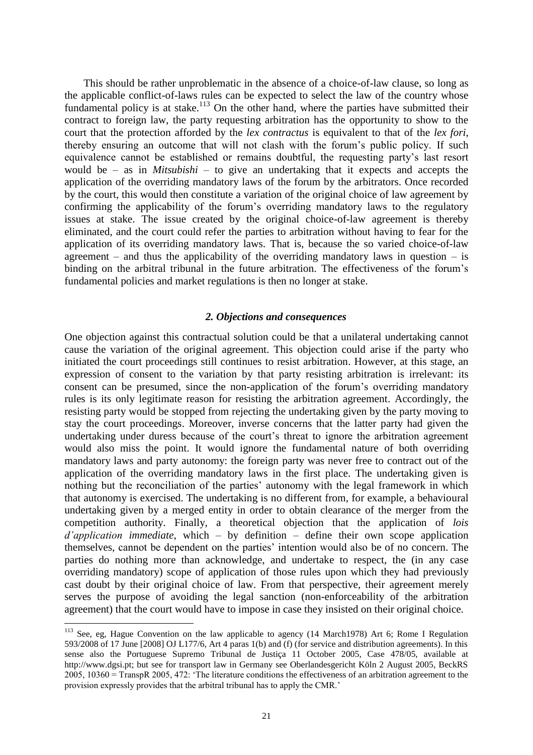This should be rather unproblematic in the absence of a choice-of-law clause, so long as the applicable conflict-of-laws rules can be expected to select the law of the country whose fundamental policy is at stake.[113] On the other hand, where the parties have submitted their contract to foreign law, the party requesting arbitration has the opportunity to show to the court that the protection afforded by the *lex contractus* is equivalent to that of the *lex fori*, thereby ensuring an outcome that will not clash with the forum's public policy. If such equivalence cannot be established or remains doubtful, the requesting party's last resort would be – as in *Mitsubishi* – to give an undertaking that it expects and accepts the application of the overriding mandatory laws of the forum by the arbitrators. Once recorded by the court, this would then constitute a variation of the original choice of law agreement by confirming the applicability of the forum's overriding mandatory laws to the regulatory issues at stake. The issue created by the original choice-of-law agreement is thereby eliminated, and the court could refer the parties to arbitration without having to fear for the application of its overriding mandatory laws. That is, because the so varied choice-of-law agreement – and thus the applicability of the overriding mandatory laws in question – is binding on the arbitral tribunal in the future arbitration. The effectiveness of the forum's fundamental policies and market regulations is then no longer at stake.

### *2. Objections and consequences*

One objection against this contractual solution could be that a unilateral undertaking cannot cause the variation of the original agreement. This objection could arise if the party who initiated the court proceedings still continues to resist arbitration. However, at this stage, an expression of consent to the variation by that party resisting arbitration is irrelevant: its consent can be presumed, since the non-application of the forum's overriding mandatory rules is its only legitimate reason for resisting the arbitration agreement. Accordingly, the resisting party would be stopped from rejecting the undertaking given by the party moving to stay the court proceedings. Moreover, inverse concerns that the latter party had given the undertaking under duress because of the court's threat to ignore the arbitration agreement would also miss the point. It would ignore the fundamental nature of both overriding mandatory laws and party autonomy: the foreign party was never free to contract out of the application of the overriding mandatory laws in the first place. The undertaking given is nothing but the reconciliation of the parties' autonomy with the legal framework in which that autonomy is exercised. The undertaking is no different from, for example, a behavioural undertaking given by a merged entity in order to obtain clearance of the merger from the competition authority. Finally, a theoretical objection that the application of *lois d'application immediate*, which – by definition – define their own scope application themselves, cannot be dependent on the parties' intention would also be of no concern. The parties do nothing more than acknowledge, and undertake to respect, the (in any case overriding mandatory) scope of application of those rules upon which they had previously cast doubt by their original choice of law. From that perspective, their agreement merely serves the purpose of avoiding the legal sanction (non-enforceability of the arbitration agreement) that the court would have to impose in case they insisted on their original choice.

---

[113] See, eg, Hague Convention on the law applicable to agency (14 March1978) Art 6; Rome I Regulation 593/2008 of 17 June [2008] OJ L177/6, Art 4 paras 1(b) and (f) (for service and distribution agreements). In this sense also the Portuguese Supremo Tribunal de Justiça 11 October 2005, Case 478/05, available at http://www.dgsi.pt; but see for transport law in Germany see Oberlandesgericht Köln 2 August 2005, BeckRS 2005, 10360 = TranspR 2005, 472: 'The literature conditions the effectiveness of an arbitration agreement to the provision expressly provides that the arbitral tribunal has to apply the CMR.'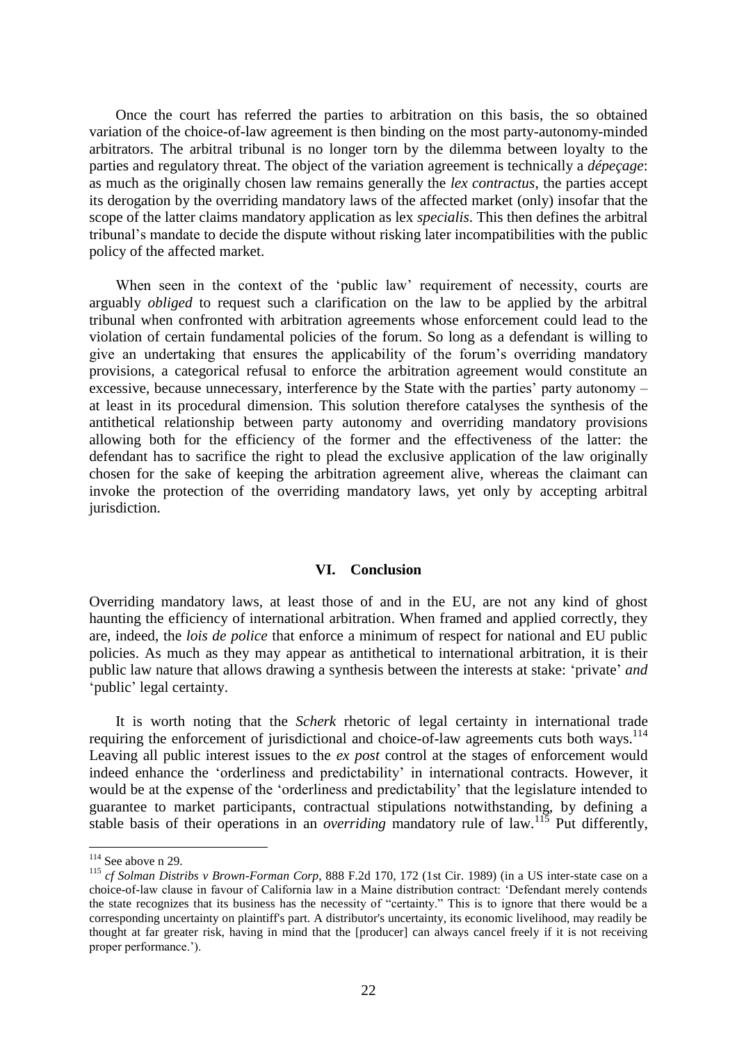Once the court has referred the parties to arbitration on this basis, the so obtained variation of the choice-of-law agreement is then binding on the most party-autonomy-minded arbitrators. The arbitral tribunal is no longer torn by the dilemma between loyalty to the parties and regulatory threat. The object of the variation agreement is technically a *dépeçage*: as much as the originally chosen law remains generally the *lex contractus*, the parties accept its derogation by the overriding mandatory laws of the affected market (only) insofar that the scope of the latter claims mandatory application as lex *specialis*. This then defines the arbitral tribunal's mandate to decide the dispute without risking later incompatibilities with the public policy of the affected market.

When seen in the context of the 'public law' requirement of necessity, courts are arguably *obliged* to request such a clarification on the law to be applied by the arbitral tribunal when confronted with arbitration agreements whose enforcement could lead to the violation of certain fundamental policies of the forum. So long as a defendant is willing to give an undertaking that ensures the applicability of the forum's overriding mandatory provisions, a categorical refusal to enforce the arbitration agreement would constitute an excessive, because unnecessary, interference by the State with the parties' party autonomy – at least in its procedural dimension. This solution therefore catalyses the synthesis of the antithetical relationship between party autonomy and overriding mandatory provisions allowing both for the efficiency of the former and the effectiveness of the latter: the defendant has to sacrifice the right to plead the exclusive application of the law originally chosen for the sake of keeping the arbitration agreement alive, whereas the claimant can invoke the protection of the overriding mandatory laws, yet only by accepting arbitral jurisdiction.

## VI. Conclusion

Overriding mandatory laws, at least those of and in the EU, are not any kind of ghost haunting the efficiency of international arbitration. When framed and applied correctly, they are, indeed, the *lois de police* that enforce a minimum of respect for national and EU public policies. As much as they may appear as antithetical to international arbitration, it is their public law nature that allows drawing a synthesis between the interests at stake: 'private' *and* 'public' legal certainty.

It is worth noting that the *Scherk* rhetoric of legal certainty in international trade requiring the enforcement of jurisdictional and choice-of-law agreements cuts both ways.[114] Leaving all public interest issues to the *ex post* control at the stages of enforcement would indeed enhance the 'orderliness and predictability' in international contracts. However, it would be at the expense of the 'orderliness and predictability' that the legislature intended to guarantee to market participants, contractual stipulations notwithstanding, by defining a stable basis of their operations in an *overriding* mandatory rule of law.[115] Put differently,

[114] See above n 29.

[115] *cf Solman Distribs v Brown-Forman Corp*, 888 F.2d 170, 172 (1st Cir. 1989) (in a US inter-state case on a choice-of-law clause in favour of California law in a Maine distribution contract: 'Defendant merely contends the state recognizes that its business has the necessity of "certainty." This is to ignore that there would be a corresponding uncertainty on plaintiff's part. A distributor's uncertainty, its economic livelihood, may readily be thought at far greater risk, having in mind that the [producer] can always cancel freely if it is not receiving proper performance.').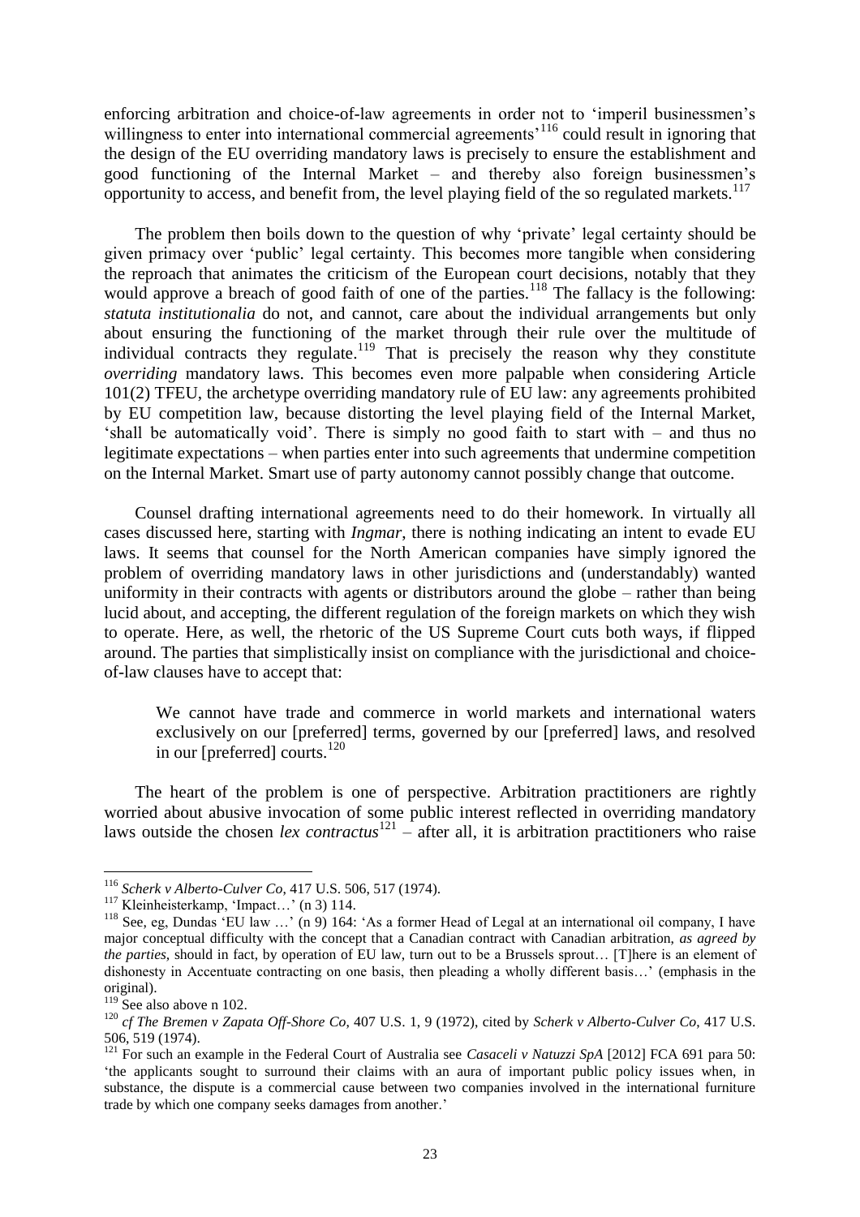enforcing arbitration and choice-of-law agreements in order not to 'imperil businessmen's willingness to enter into international commercial agreements'[116] could result in ignoring that the design of the EU overriding mandatory laws is precisely to ensure the establishment and good functioning of the Internal Market – and thereby also foreign businessmen's opportunity to access, and benefit from, the level playing field of the so regulated markets.[117]

The problem then boils down to the question of why 'private' legal certainty should be given primacy over 'public' legal certainty. This becomes more tangible when considering the reproach that animates the criticism of the European court decisions, notably that they would approve a breach of good faith of one of the parties.[118] The fallacy is the following: *statuta institutionalia* do not, and cannot, care about the individual arrangements but only about ensuring the functioning of the market through their rule over the multitude of individual contracts they regulate.[119] That is precisely the reason why they constitute *overriding* mandatory laws. This becomes even more palpable when considering Article 101(2) TFEU, the archetype overriding mandatory rule of EU law: any agreements prohibited by EU competition law, because distorting the level playing field of the Internal Market, 'shall be automatically void'. There is simply no good faith to start with – and thus no legitimate expectations – when parties enter into such agreements that undermine competition on the Internal Market. Smart use of party autonomy cannot possibly change that outcome.

Counsel drafting international agreements need to do their homework. In virtually all cases discussed here, starting with *Ingmar*, there is nothing indicating an intent to evade EU laws. It seems that counsel for the North American companies have simply ignored the problem of overriding mandatory laws in other jurisdictions and (understandably) wanted uniformity in their contracts with agents or distributors around the globe – rather than being lucid about, and accepting, the different regulation of the foreign markets on which they wish to operate. Here, as well, the rhetoric of the US Supreme Court cuts both ways, if flipped around. The parties that simplistically insist on compliance with the jurisdictional and choice-of-law clauses have to accept that:

> We cannot have trade and commerce in world markets and international waters exclusively on our [preferred] terms, governed by our [preferred] laws, and resolved in our [preferred] courts.[120]

The heart of the problem is one of perspective. Arbitration practitioners are rightly worried about abusive invocation of some public interest reflected in overriding mandatory laws outside the chosen *lex contractus*[121] – after all, it is arbitration practitioners who raise

---

[116] *Scherk v Alberto-Culver Co*, 417 U.S. 506, 517 (1974).

[117] Kleinheisterkamp, 'Impact…' (n 3) 114.

[118] See, eg, Dundas 'EU law …' (n 9) 164: 'As a former Head of Legal at an international oil company, I have major conceptual difficulty with the concept that a Canadian contract with Canadian arbitration, *as agreed by the parties*, should in fact, by operation of EU law, turn out to be a Brussels sprout… [T]here is an element of dishonesty in Accentuate contracting on one basis, then pleading a wholly different basis…' (emphasis in the original).

[119] See also above n 102.

[120] *cf The Bremen v Zapata Off-Shore Co*, 407 U.S. 1, 9 (1972), cited by *Scherk v Alberto-Culver Co*, 417 U.S. 506, 519 (1974).

[121] For such an example in the Federal Court of Australia see *Casaceli v Natuzzi SpA* [2012] FCA 691 para 50: 'the applicants sought to surround their claims with an aura of important public policy issues when, in substance, the dispute is a commercial cause between two companies involved in the international furniture trade by which one company seeks damages from another.'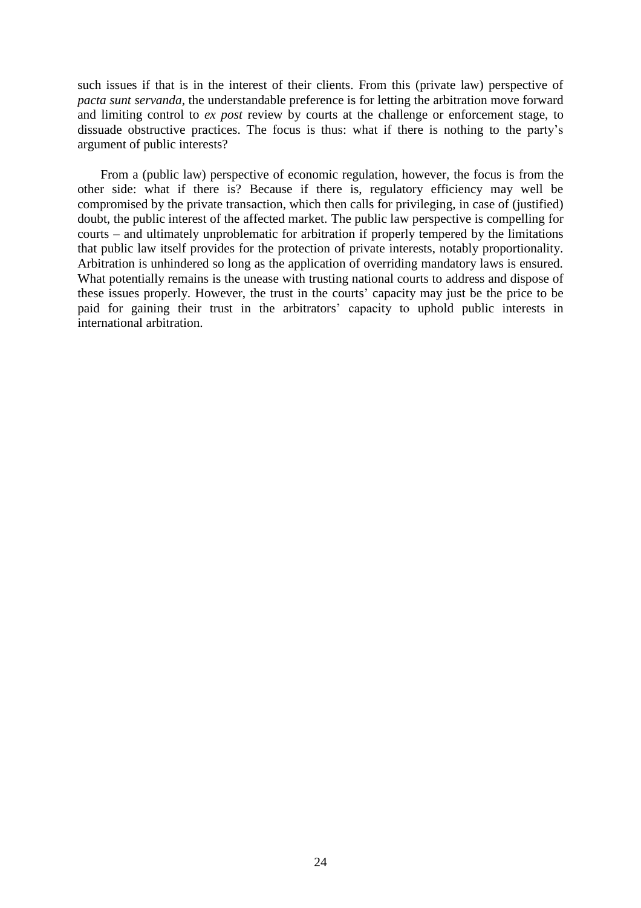such issues if that is in the interest of their clients. From this (private law) perspective of *pacta sunt servanda*, the understandable preference is for letting the arbitration move forward and limiting control to *ex post* review by courts at the challenge or enforcement stage, to dissuade obstructive practices. The focus is thus: what if there is nothing to the party's argument of public interests?

From a (public law) perspective of economic regulation, however, the focus is from the other side: what if there is? Because if there is, regulatory efficiency may well be compromised by the private transaction, which then calls for privileging, in case of (justified) doubt, the public interest of the affected market. The public law perspective is compelling for courts – and ultimately unproblematic for arbitration if properly tempered by the limitations that public law itself provides for the protection of private interests, notably proportionality. Arbitration is unhindered so long as the application of overriding mandatory laws is ensured. What potentially remains is the unease with trusting national courts to address and dispose of these issues properly. However, the trust in the courts' capacity may just be the price to be paid for gaining their trust in the arbitrators' capacity to uphold public interests in international arbitration.